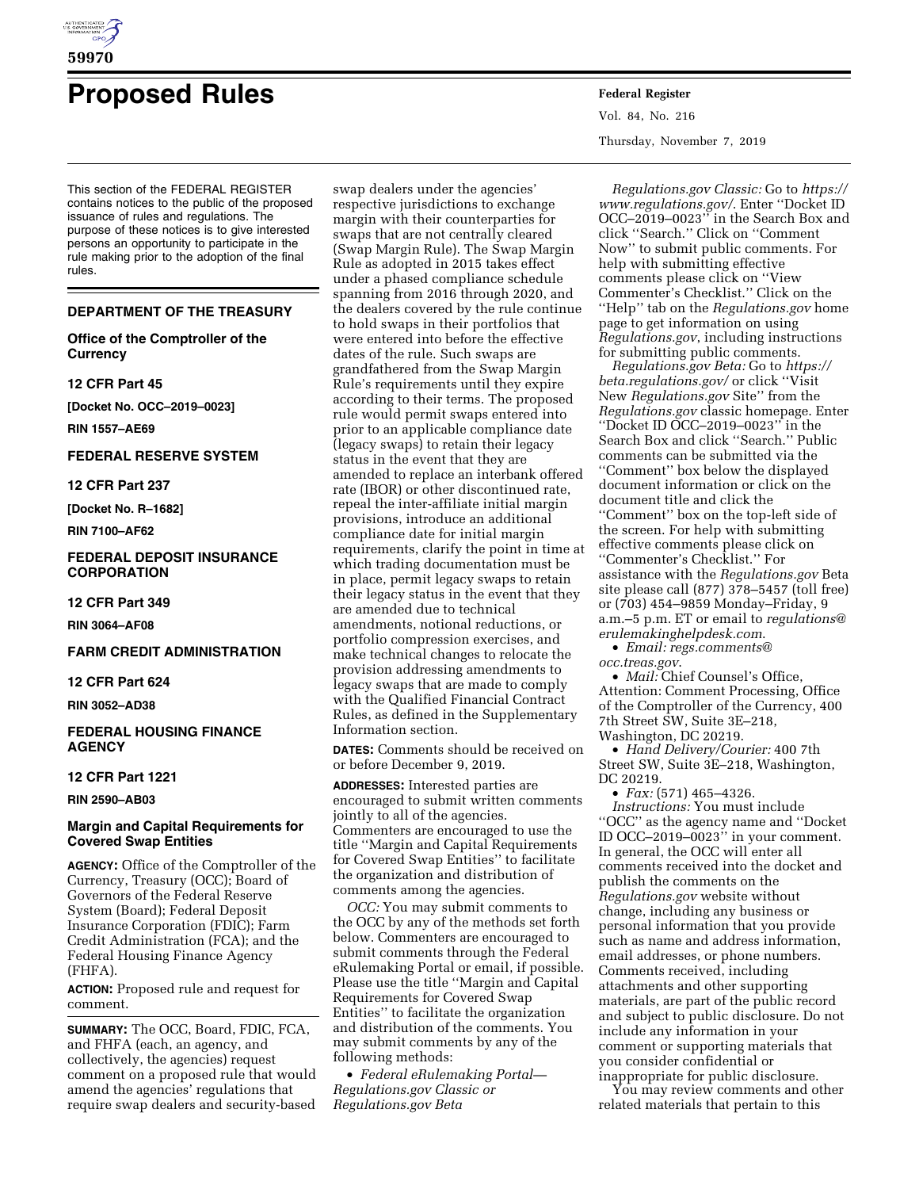# Proposed Rules

This section of the FEDERAL REGISTER contains notices to the public of the proposed issuance of rules and regulations. The purpose of these notices is to give interested persons an opportunity to participate in the rule making prior to the adoption of the final rules.

## DEPARTMENT OF THE TREASURY

### Office of the Comptroller of the Currency

**12 CFR Part 45**

**[Docket No. OCC–2019–0023]**

**RIN 1557–AE69**

## FEDERAL RESERVE SYSTEM

**12 CFR Part 237**

**[Docket No. R–1682]**

**RIN 7100–AF62**

## FEDERAL DEPOSIT INSURANCE CORPORATION

**12 CFR Part 349**

**RIN 3064–AF08**

## FARM CREDIT ADMINISTRATION

**12 CFR Part 624**

**RIN 3052–AD38**

## FEDERAL HOUSING FINANCE AGENCY

**12 CFR Part 1221**

**RIN 2590–AB03**

### Margin and Capital Requirements for Covered Swap Entities

**AGENCY:** Office of the Comptroller of the Currency, Treasury (OCC); Board of Governors of the Federal Reserve System (Board); Federal Deposit Insurance Corporation (FDIC); Farm Credit Administration (FCA); and the Federal Housing Finance Agency (FHFA).

**ACTION:** Proposed rule and request for comment.

**SUMMARY:** The OCC, Board, FDIC, FCA, and FHFA (each, an agency, and collectively, the agencies) request comment on a proposed rule that would amend the agencies' regulations that require swap dealers and security-based swap dealers under the agencies' respective jurisdictions to exchange margin with their counterparties for swaps that are not centrally cleared (Swap Margin Rule). The Swap Margin Rule as adopted in 2015 takes effect under a phased compliance schedule spanning from 2016 through 2020, and the dealers covered by the rule continue to hold swaps in their portfolios that were entered into before the effective dates of the rule. Such swaps are grandfathered from the Swap Margin Rule's requirements until they expire according to their terms. The proposed rule would permit swaps entered into prior to an applicable compliance date (legacy swaps) to retain their legacy status in the event that they are amended to replace an interbank offered rate (IBOR) or other discontinued rate, repeal the inter-affiliate initial margin provisions, introduce an additional compliance date for initial margin requirements, clarify the point in time at which trading documentation must be in place, permit legacy swaps to retain their legacy status in the event that they are amended due to technical amendments, notional reductions, or portfolio compression exercises, and make technical changes to relocate the provision addressing amendments to legacy swaps that are made to comply with the Qualified Financial Contract Rules, as defined in the Supplementary Information section.

**DATES:** Comments should be received on or before December 9, 2019.

**ADDRESSES:** Interested parties are encouraged to submit written comments jointly to all of the agencies. Commenters are encouraged to use the title ''Margin and Capital Requirements for Covered Swap Entities'' to facilitate the organization and distribution of comments among the agencies.

*OCC:* You may submit comments to the OCC by any of the methods set forth below. Commenters are encouraged to submit comments through the Federal eRulemaking Portal or email, if possible. Please use the title ''Margin and Capital Requirements for Covered Swap Entities'' to facilitate the organization and distribution of the comments. You may submit comments by any of the following methods:

- *Federal eRulemaking Portal—Regulations.gov Classic or Regulations.gov Beta*

*Regulations.gov Classic:* Go to *https://www.regulations.gov/*. Enter ''Docket ID OCC–2019–0023'' in the Search Box and click ''Search.'' Click on ''Comment Now'' to submit public comments. For help with submitting effective comments please click on ''View Commenter's Checklist.'' Click on the ''Help'' tab on the *Regulations.gov* home page to get information on using *Regulations.gov*, including instructions for submitting public comments.

*Regulations.gov Beta:* Go to *https://beta.regulations.gov/* or click ''Visit New *Regulations.gov* Site'' from the *Regulations.gov* classic homepage. Enter ''Docket ID OCC–2019–0023'' in the Search Box and click ''Search.'' Public comments can be submitted via the ''Comment'' box below the displayed document information or click on the document title and click the ''Comment'' box on the top-left side of the screen. For help with submitting effective comments please click on ''Commenter's Checklist.'' For assistance with the *Regulations.gov* Beta site please call (877) 378–5457 (toll free) or (703) 454–9859 Monday–Friday, 9 a.m.–5 p.m. ET or email to *regulations@erulemakinghelpdesk.com*.

- *Email: regs.comments@occ.treas.gov*.
- *Mail:* Chief Counsel's Office, Attention: Comment Processing, Office of the Comptroller of the Currency, 400 7th Street SW, Suite 3E–218, Washington, DC 20219.
- *Hand Delivery/Courier:* 400 7th Street SW, Suite 3E–218, Washington, DC 20219.
- *Fax:* (571) 465–4326.

*Instructions:* You must include ''OCC'' as the agency name and ''Docket ID OCC–2019–0023'' in your comment. In general, the OCC will enter all comments received into the docket and publish the comments on the *Regulations.gov* website without change, including any business or personal information that you provide such as name and address information, email addresses, or phone numbers. Comments received, including attachments and other supporting materials, are part of the public record and subject to public disclosure. Do not include any information in your comment or supporting materials that you consider confidential or inappropriate for public disclosure.

You may review comments and other related materials that pertain to this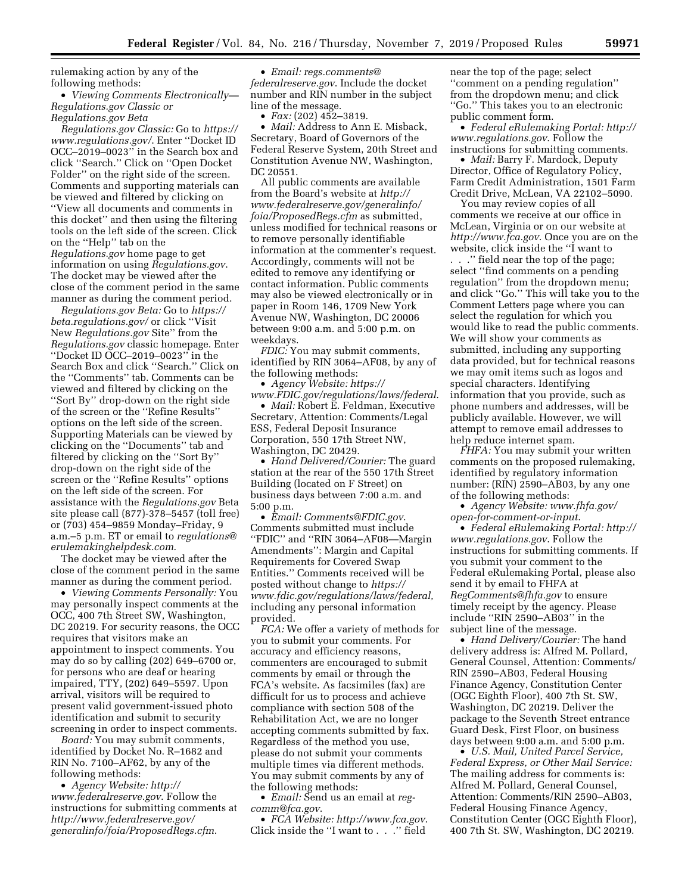rulemaking action by any of the following methods:

• *Viewing Comments Electronically—Regulations.gov Classic or Regulations.gov Beta*

*Regulations.gov Classic:* Go to *https://www.regulations.gov/*. Enter ''Docket ID OCC–2019–0023'' in the Search box and click ''Search.'' Click on ''Open Docket Folder'' on the right side of the screen. Comments and supporting materials can be viewed and filtered by clicking on ''View all documents and comments in this docket'' and then using the filtering tools on the left side of the screen. Click on the ''Help'' tab on the *Regulations.gov* home page to get information on using *Regulations.gov*. The docket may be viewed after the close of the comment period in the same manner as during the comment period.

*Regulations.gov Beta:* Go to *https://beta.regulations.gov/* or click ''Visit New *Regulations.gov* Site'' from the *Regulations.gov* classic homepage. Enter ''Docket ID OCC–2019–0023'' in the Search Box and click ''Search.'' Click on the ''Comments'' tab. Comments can be viewed and filtered by clicking on the ''Sort By'' drop-down on the right side of the screen or the ''Refine Results'' options on the left side of the screen. Supporting Materials can be viewed by clicking on the ''Documents'' tab and filtered by clicking on the ''Sort By'' drop-down on the right side of the screen or the ''Refine Results'' options on the left side of the screen. For assistance with the *Regulations.gov* Beta site please call (877)-378–5457 (toll free) or (703) 454–9859 Monday–Friday, 9 a.m.–5 p.m. ET or email to *regulations@erulemakinghelpdesk.com*.

The docket may be viewed after the close of the comment period in the same manner as during the comment period.

• *Viewing Comments Personally:* You may personally inspect comments at the OCC, 400 7th Street SW, Washington, DC 20219. For security reasons, the OCC requires that visitors make an appointment to inspect comments. You may do so by calling (202) 649–6700 or, for persons who are deaf or hearing impaired, TTY, (202) 649–5597. Upon arrival, visitors will be required to present valid government-issued photo identification and submit to security screening in order to inspect comments.

*Board:* You may submit comments, identified by Docket No. R–1682 and RIN No. 7100–AF62, by any of the following methods:

• *Agency Website: http://www.federalreserve.gov*. Follow the instructions for submitting comments at *http://www.federalreserve.gov/generalinfo/foia/ProposedRegs.cfm*.

• *Email: regs.comments@federalreserve.gov*. Include the docket number and RIN number in the subject line of the message.

• *Fax:* (202) 452–3819.

• *Mail:* Address to Ann E. Misback, Secretary, Board of Governors of the Federal Reserve System, 20th Street and Constitution Avenue NW, Washington, DC 20551.

All public comments are available from the Board's website at *http://www.federalreserve.gov/generalinfo/foia/ProposedRegs.cfm* as submitted, unless modified for technical reasons or to remove personally identifiable information at the commenter's request. Accordingly, comments will not be edited to remove any identifying or contact information. Public comments may also be viewed electronically or in paper in Room 146, 1709 New York Avenue NW, Washington, DC 20006 between 9:00 a.m. and 5:00 p.m. on weekdays.

*FDIC:* You may submit comments, identified by RIN 3064–AF08, by any of the following methods:

• *Agency Website: https://www.FDIC.gov/regulations/laws/federal*.

• *Mail:* Robert E. Feldman, Executive Secretary, Attention: Comments/Legal ESS, Federal Deposit Insurance Corporation, 550 17th Street NW, Washington, DC 20429.

• *Hand Delivered/Courier:* The guard station at the rear of the 550 17th Street Building (located on F Street) on business days between 7:00 a.m. and 5:00 p.m.

• *Email: Comments@FDIC.gov*. Comments submitted must include ''FDIC'' and ''RIN 3064–AF08—Margin Amendments'': Margin and Capital Requirements for Covered Swap Entities.'' Comments received will be posted without change to *https://www.fdic.gov/regulations/laws/federal,* including any personal information provided.

*FCA:* We offer a variety of methods for you to submit your comments. For accuracy and efficiency reasons, commenters are encouraged to submit comments by email or through the FCA's website. As facsimiles (fax) are difficult for us to process and achieve compliance with section 508 of the Rehabilitation Act, we are no longer accepting comments submitted by fax. Regardless of the method you use, please do not submit your comments multiple times via different methods. You may submit comments by any of the following methods:

• *Email:* Send us an email at *reg-comm@fca.gov*.

• *FCA Website: http://www.fca.gov*. Click inside the ''I want to . . .'' field near the top of the page; select ''comment on a pending regulation'' from the dropdown menu; and click ''Go.'' This takes you to an electronic public comment form.

• *Federal eRulemaking Portal: http://www.regulations.gov*. Follow the instructions for submitting comments.

• *Mail:* Barry F. Mardock, Deputy Director, Office of Regulatory Policy, Farm Credit Administration, 1501 Farm Credit Drive, McLean, VA 22102–5090.

You may review copies of all comments we receive at our office in McLean, Virginia or on our website at *http://www.fca.gov*. Once you are on the website, click inside the ''I want to . . .'' field near the top of the page; select ''find comments on a pending regulation'' from the dropdown menu; and click ''Go.'' This will take you to the Comment Letters page where you can select the regulation for which you would like to read the public comments. We will show your comments as submitted, including any supporting data provided, but for technical reasons we may omit items such as logos and special characters. Identifying information that you provide, such as phone numbers and addresses, will be publicly available. However, we will attempt to remove email addresses to help reduce internet spam.

*FHFA:* You may submit your written comments on the proposed rulemaking, identified by regulatory information number: (RIN) 2590–AB03, by any one of the following methods:

• *Agency Website: www.fhfa.gov/open-for-comment-or-input*.

• *Federal eRulemaking Portal: http://www.regulations.gov*. Follow the instructions for submitting comments. If you submit your comment to the Federal eRulemaking Portal, please also send it by email to FHFA at *RegComments@fhfa.gov* to ensure timely receipt by the agency. Please include ''RIN 2590–AB03'' in the subject line of the message.

• *Hand Delivery/Courier:* The hand delivery address is: Alfred M. Pollard, General Counsel, Attention: Comments/RIN 2590–AB03, Federal Housing Finance Agency, Constitution Center (OGC Eighth Floor), 400 7th St. SW, Washington, DC 20219. Deliver the package to the Seventh Street entrance Guard Desk, First Floor, on business days between 9:00 a.m. and 5:00 p.m.

• *U.S. Mail, United Parcel Service, Federal Express, or Other Mail Service:* The mailing address for comments is: Alfred M. Pollard, General Counsel, Attention: Comments/RIN 2590–AB03, Federal Housing Finance Agency, Constitution Center (OGC Eighth Floor), 400 7th St. SW, Washington, DC 20219.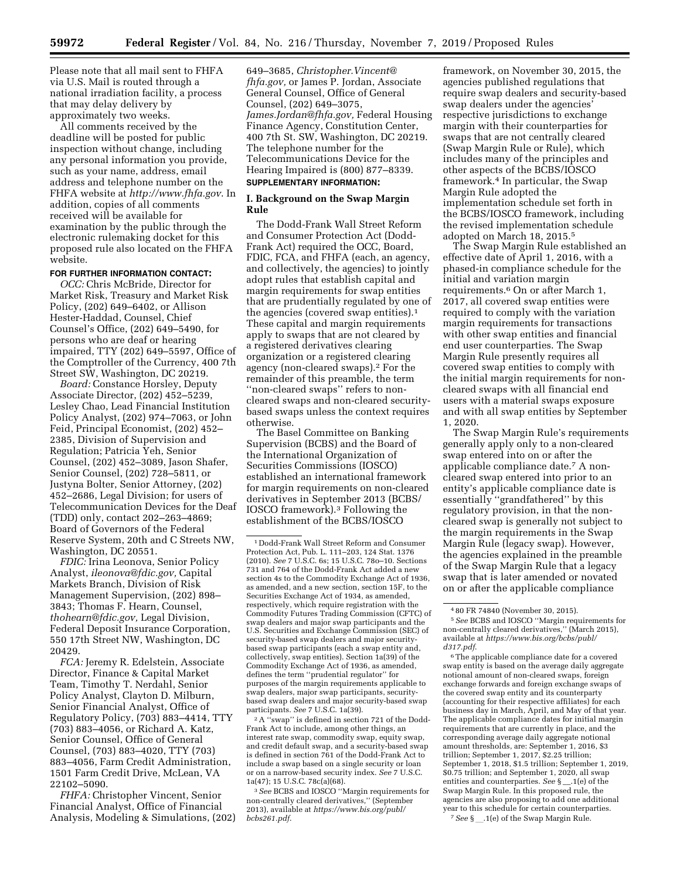Please note that all mail sent to FHFA via U.S. Mail is routed through a national irradiation facility, a process that may delay delivery by approximately two weeks.

All comments received by the deadline will be posted for public inspection without change, including any personal information you provide, such as your name, address, email address and telephone number on the FHFA website at *http://www.fhfa.gov.* In addition, copies of all comments received will be available for examination by the public through the electronic rulemaking docket for this proposed rule also located on the FHFA website.

**FOR FURTHER INFORMATION CONTACT:**

*OCC:* Chris McBride, Director for Market Risk, Treasury and Market Risk Policy, (202) 649–6402, or Allison Hester-Haddad, Counsel, Chief Counsel's Office, (202) 649–5490, for persons who are deaf or hearing impaired, TTY (202) 649–5597, Office of the Comptroller of the Currency, 400 7th Street SW, Washington, DC 20219.

*Board:* Constance Horsley, Deputy Associate Director, (202) 452–5239, Lesley Chao, Lead Financial Institution Policy Analyst, (202) 974–7063, or John Feid, Principal Economist, (202) 452–2385, Division of Supervision and Regulation; Patricia Yeh, Senior Counsel, (202) 452–3089, Jason Shafer, Senior Counsel, (202) 728–5811, or Justyna Bolter, Senior Attorney, (202) 452–2686, Legal Division; for users of Telecommunication Devices for the Deaf (TDD) only, contact 202–263–4869; Board of Governors of the Federal Reserve System, 20th and C Streets NW, Washington, DC 20551.

*FDIC:* Irina Leonova, Senior Policy Analyst, *ileonova@fdic.gov,* Capital Markets Branch, Division of Risk Management Supervision, (202) 898–3843; Thomas F. Hearn, Counsel, *thohearn@fdic.gov,* Legal Division, Federal Deposit Insurance Corporation, 550 17th Street NW, Washington, DC 20429.

*FCA:* Jeremy R. Edelstein, Associate Director, Finance & Capital Market Team, Timothy T. Nerdahl, Senior Policy Analyst, Clayton D. Milburn, Senior Financial Analyst, Office of Regulatory Policy, (703) 883–4414, TTY (703) 883–4056, or Richard A. Katz, Senior Counsel, Office of General Counsel, (703) 883–4020, TTY (703) 883–4056, Farm Credit Administration, 1501 Farm Credit Drive, McLean, VA 22102–5090.

*FHFA:* Christopher Vincent, Senior Financial Analyst, Office of Financial Analysis, Modeling & Simulations, (202) 649–3685, *Christopher.Vincent@fhfa.gov,* or James P. Jordan, Associate General Counsel, Office of General Counsel, (202) 649–3075, *James.Jordan@fhfa.gov,* Federal Housing Finance Agency, Constitution Center, 400 7th St. SW, Washington, DC 20219. The telephone number for the Telecommunications Device for the Hearing Impaired is (800) 877–8339.

**SUPPLEMENTARY INFORMATION:**

## I. Background on the Swap Margin Rule

The Dodd-Frank Wall Street Reform and Consumer Protection Act (Dodd-Frank Act) required the OCC, Board, FDIC, FCA, and FHFA (each, an agency, and collectively, the agencies) to jointly adopt rules that establish capital and margin requirements for swap entities that are prudentially regulated by one of the agencies (covered swap entities).[1] These capital and margin requirements apply to swaps that are not cleared by a registered derivatives clearing organization or a registered clearing agency (non-cleared swaps).[2] For the remainder of this preamble, the term ''non-cleared swaps'' refers to non-cleared swaps and non-cleared security-based swaps unless the context requires otherwise.

The Basel Committee on Banking Supervision (BCBS) and the Board of the International Organization of Securities Commissions (IOSCO) established an international framework for margin requirements on non-cleared derivatives in September 2013 (BCBS/IOSCO framework).[3] Following the establishment of the BCBS/IOSCO framework, on November 30, 2015, the agencies published regulations that require swap dealers and security-based swap dealers under the agencies' respective jurisdictions to exchange margin with their counterparties for swaps that are not centrally cleared (Swap Margin Rule or Rule), which includes many of the principles and other aspects of the BCBS/IOSCO framework.[4] In particular, the Swap Margin Rule adopted the implementation schedule set forth in the BCBS/IOSCO framework, including the revised implementation schedule adopted on March 18, 2015.[5]

The Swap Margin Rule established an effective date of April 1, 2016, with a phased-in compliance schedule for the initial and variation margin requirements.[6] On or after March 1, 2017, all covered swap entities were required to comply with the variation margin requirements for transactions with other swap entities and financial end user counterparties. The Swap Margin Rule presently requires all covered swap entities to comply with the initial margin requirements for non-cleared swaps with all financial end users with a material swaps exposure and with all swap entities by September 1, 2020.

The Swap Margin Rule's requirements generally apply only to a non-cleared swap entered into on or after the applicable compliance date.[7] A non-cleared swap entered into prior to an entity's applicable compliance date is essentially ''grandfathered'' by this regulatory provision, in that the non-cleared swap is generally not subject to the margin requirements in the Swap Margin Rule (legacy swap). However, the agencies explained in the preamble of the Swap Margin Rule that a legacy swap that is later amended or novated on or after the applicable compliance

---

[1] Dodd-Frank Wall Street Reform and Consumer Protection Act, Pub. L. 111–203, 124 Stat. 1376 (2010). *See* 7 U.S.C. 6s; 15 U.S.C. 78o–10. Sections 731 and 764 of the Dodd-Frank Act added a new section 4s to the Commodity Exchange Act of 1936, as amended, and a new section, section 15F, to the Securities Exchange Act of 1934, as amended, respectively, which require registration with the Commodity Futures Trading Commission (CFTC) of swap dealers and major swap participants and the U.S. Securities and Exchange Commission (SEC) of security-based swap dealers and major security-based swap participants (each a swap entity and, collectively, swap entities). Section 1a(39) of the Commodity Exchange Act of 1936, as amended, defines the term ''prudential regulator'' for purposes of the margin requirements applicable to swap dealers, major swap participants, security-based swap dealers and major security-based swap participants. *See* 7 U.S.C. 1a(39).

[2] A ''swap'' is defined in section 721 of the Dodd-Frank Act to include, among other things, an interest rate swap, commodity swap, equity swap, and credit default swap, and a security-based swap is defined in section 761 of the Dodd-Frank Act to include a swap based on a single security or loan or on a narrow-based security index. *See* 7 U.S.C. 1a(47); 15 U.S.C. 78c(a)(68).

[3] *See* BCBS and IOSCO ''Margin requirements for non-centrally cleared derivatives,'' (September 2013), available at *https://www.bis.org/publ/bcbs261.pdf.*

[4] 80 FR 74840 (November 30, 2015).

[5] *See* BCBS and IOSCO ''Margin requirements for non-centrally cleared derivatives,'' (March 2015), available at *https://www.bis.org/bcbs/publ/d317.pdf.*

[6] The applicable compliance date for a covered swap entity is based on the average daily aggregate notional amount of non-cleared swaps, foreign exchange forwards and foreign exchange swaps of the covered swap entity and its counterparty (accounting for their respective affiliates) for each business day in March, April, and May of that year. The applicable compliance dates for initial margin requirements that are currently in place, and the corresponding average daily aggregate notional amount thresholds, are: September 1, 2016, $3 trillion; September 1, 2017, $2.25 trillion; September 1, 2018, $1.5 trillion; September 1, 2019, $0.75 trillion; and September 1, 2020, all swap entities and counterparties. *See* § __.1(e) of the Swap Margin Rule. In this proposed rule, the agencies are also proposing to add one additional year to this schedule for certain counterparties.

[7] *See* § __.1(e) of the Swap Margin Rule.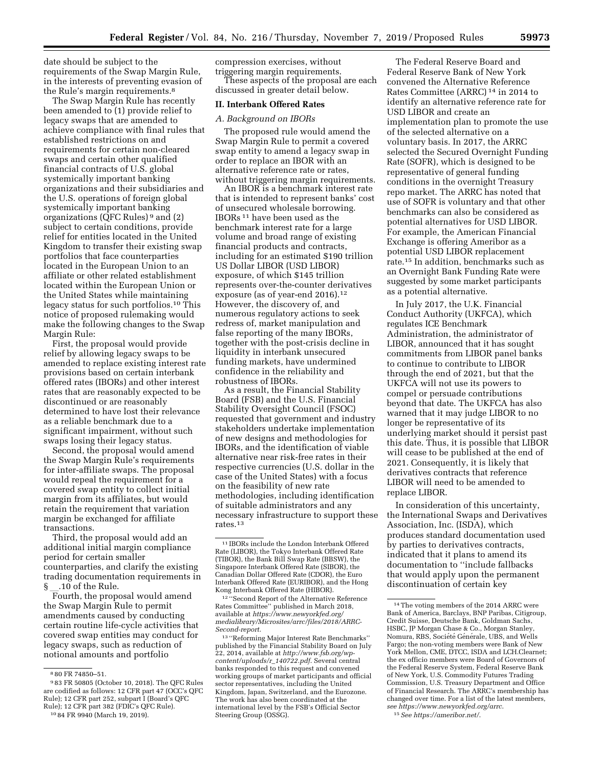date should be subject to the requirements of the Swap Margin Rule, in the interests of preventing evasion of the Rule's margin requirements.[8]

The Swap Margin Rule has recently been amended to (1) provide relief to legacy swaps that are amended to achieve compliance with final rules that established restrictions on and requirements for certain non-cleared swaps and certain other qualified financial contracts of U.S. global systemically important banking organizations and their subsidiaries and the U.S. operations of foreign global systemically important banking organizations (QFC Rules)[9] and (2) subject to certain conditions, provide relief for entities located in the United Kingdom to transfer their existing swap portfolios that face counterparties located in the European Union to an affiliate or other related establishment located within the European Union or the United States while maintaining legacy status for such portfolios.[10] This notice of proposed rulemaking would make the following changes to the Swap Margin Rule:

First, the proposal would provide relief by allowing legacy swaps to be amended to replace existing interest rate provisions based on certain interbank offered rates (IBORs) and other interest rates that are reasonably expected to be discontinued or are reasonably determined to have lost their relevance as a reliable benchmark due to a significant impairment, without such swaps losing their legacy status.

Second, the proposal would amend the Swap Margin Rule's requirements for inter-affiliate swaps. The proposal would repeal the requirement for a covered swap entity to collect initial margin from its affiliates, but would retain the requirement that variation margin be exchanged for affiliate transactions.

Third, the proposal would add an additional initial margin compliance period for certain smaller counterparties, and clarify the existing trading documentation requirements in § __.10 of the Rule.

Fourth, the proposal would amend the Swap Margin Rule to permit amendments caused by conducting certain routine life-cycle activities that covered swap entities may conduct for legacy swaps, such as reduction of notional amounts and portfolio compression exercises, without triggering margin requirements.

These aspects of the proposal are each discussed in greater detail below.

## II. Interbank Offered Rates

### A. Background on IBORs

The proposed rule would amend the Swap Margin Rule to permit a covered swap entity to amend a legacy swap in order to replace an IBOR with an alternative reference rate or rates, without triggering margin requirements.

An IBOR is a benchmark interest rate that is intended to represent banks' cost of unsecured wholesale borrowing. IBORs[11] have been used as the benchmark interest rate for a large volume and broad range of existing financial products and contracts, including for an estimated $190 trillion US Dollar LIBOR (USD LIBOR) exposure, of which $145 trillion represents over-the-counter derivatives exposure (as of year-end 2016).[12] However, the discovery of, and numerous regulatory actions to seek redress of, market manipulation and false reporting of the many IBORs, together with the post-crisis decline in liquidity in interbank unsecured funding markets, have undermined confidence in the reliability and robustness of IBORs.

As a result, the Financial Stability Board (FSB) and the U.S. Financial Stability Oversight Council (FSOC) requested that government and industry stakeholders undertake implementation of new designs and methodologies for IBORs, and the identification of viable alternative near risk-free rates in their respective currencies (U.S. dollar in the case of the United States) with a focus on the feasibility of new rate methodologies, including identification of suitable administrators and any necessary infrastructure to support these rates.[13]

The Federal Reserve Board and Federal Reserve Bank of New York convened the Alternative Reference Rates Committee (ARRC)[14] in 2014 to identify an alternative reference rate for USD LIBOR and create an implementation plan to promote the use of the selected alternative on a voluntary basis. In 2017, the ARRC selected the Secured Overnight Funding Rate (SOFR), which is designed to be representative of general funding conditions in the overnight Treasury repo market. The ARRC has noted that use of SOFR is voluntary and that other benchmarks can also be considered as potential alternatives for USD LIBOR. For example, the American Financial Exchange is offering Ameribor as a potential USD LIBOR replacement rate.[15] In addition, benchmarks such as an Overnight Bank Funding Rate were suggested by some market participants as a potential alternative.

In July 2017, the U.K. Financial Conduct Authority (UKFCA), which regulates ICE Benchmark Administration, the administrator of LIBOR, announced that it has sought commitments from LIBOR panel banks to continue to contribute to LIBOR through the end of 2021, but that the UKFCA will not use its powers to compel or persuade contributions beyond that date. The UKFCA has also warned that it may judge LIBOR to no longer be representative of its underlying market should it persist past this date. Thus, it is possible that LIBOR will cease to be published at the end of 2021. Consequently, it is likely that derivatives contracts that reference LIBOR will need to be amended to replace LIBOR.

In consideration of this uncertainty, the International Swaps and Derivatives Association, Inc. (ISDA), which produces standard documentation used by parties to derivatives contracts, indicated that it plans to amend its documentation to "include fallbacks that would apply upon the permanent discontinuation of certain key

---

[8] 80 FR 74850–51.

[9] 83 FR 50805 (October 10, 2018). The QFC Rules are codified as follows: 12 CFR part 47 (OCC's QFC Rule); 12 CFR part 252, subpart I (Board's QFC Rule); 12 CFR part 382 (FDIC's QFC Rule).

[10] 84 FR 9940 (March 19, 2019).

[11] IBORs include the London Interbank Offered Rate (LIBOR), the Tokyo Interbank Offered Rate (TIBOR), the Bank Bill Swap Rate (BBSW), the Singapore Interbank Offered Rate (SIBOR), the Canadian Dollar Offered Rate (CDOR), the Euro Interbank Offered Rate (EURIBOR), and the Hong Kong Interbank Offered Rate (HIBOR).

[12] "Second Report of the Alternative Reference Rates Committee" published in March 2018, available at *https://www.newyorkfed.org/medialibrary/Microsites/arrc/files/2018/ARRC-Second-report*.

[13] "Reforming Major Interest Rate Benchmarks" published by the Financial Stability Board on July 22, 2014, available at *http://www.fsb.org/wp-content/uploads/r_140722.pdf*. Several central banks responded to this request and convened working groups of market participants and official sector representatives, including the United Kingdom, Japan, Switzerland, and the Eurozone. The work has also been coordinated at the international level by the FSB's Official Sector Steering Group (OSSG).

[14] The voting members of the 2014 ARRC were Bank of America, Barclays, BNP Paribas, Citigroup, Credit Suisse, Deutsche Bank, Goldman Sachs, HSBC, JP Morgan Chase & Co., Morgan Stanley, Nomura, RBS, Société Générale, UBS, and Wells Fargo; the non-voting members were Bank of New York Mellon, CME, DTCC, ISDA and LCH.Clearnet; the ex officio members were Board of Governors of the Federal Reserve System, Federal Reserve Bank of New York, U.S. Commodity Futures Trading Commission, U.S. Treasury Department and Office of Financial Research. The ARRC's membership has changed over time. For a list of the latest members, *see https://www.newyorkfed.org/arrc*.

[15] *See https://ameribor.net/*.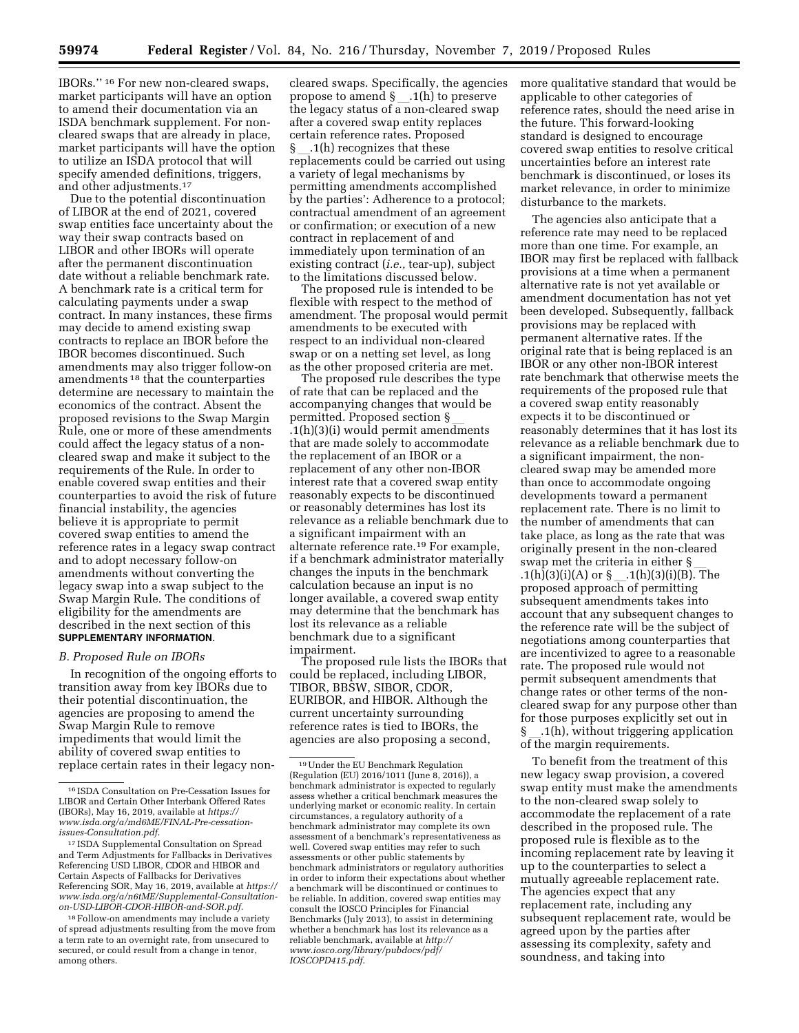IBORs.'' [16] For new non-cleared swaps, market participants will have an option to amend their documentation via an ISDA benchmark supplement. For non-cleared swaps that are already in place, market participants will have the option to utilize an ISDA protocol that will specify amended definitions, triggers, and other adjustments.[17]

Due to the potential discontinuation of LIBOR at the end of 2021, covered swap entities face uncertainty about the way their swap contracts based on LIBOR and other IBORs will operate after the permanent discontinuation date without a reliable benchmark rate. A benchmark rate is a critical term for calculating payments under a swap contract. In many instances, these firms may decide to amend existing swap contracts to replace an IBOR before the IBOR becomes discontinued. Such amendments may also trigger follow-on amendments [18] that the counterparties determine are necessary to maintain the economics of the contract. Absent the proposed revisions to the Swap Margin Rule, one or more of these amendments could affect the legacy status of a non-cleared swap and make it subject to the requirements of the Rule. In order to enable covered swap entities and their counterparties to avoid the risk of future financial instability, the agencies believe it is appropriate to permit covered swap entities to amend the reference rates in a legacy swap contract and to adopt necessary follow-on amendments without converting the legacy swap into a swap subject to the Swap Margin Rule. The conditions of eligibility for the amendments are described in the next section of this **SUPPLEMENTARY INFORMATION**.

### B. Proposed Rule on IBORs

In recognition of the ongoing efforts to transition away from key IBORs due to their potential discontinuation, the agencies are proposing to amend the Swap Margin Rule to remove impediments that would limit the ability of covered swap entities to replace certain rates in their legacy non-cleared swaps. Specifically, the agencies propose to amend § __.1(h) to preserve the legacy status of a non-cleared swap after a covered swap entity replaces certain reference rates. Proposed § __.1(h) recognizes that these replacements could be carried out using a variety of legal mechanisms by permitting amendments accomplished by the parties': Adherence to a protocol; contractual amendment of an agreement or confirmation; or execution of a new contract in replacement of and immediately upon termination of an existing contract (*i.e.,* tear-up), subject to the limitations discussed below.

The proposed rule is intended to be flexible with respect to the method of amendment. The proposal would permit amendments to be executed with respect to an individual non-cleared swap or on a netting set level, as long as the other proposed criteria are met.

The proposed rule describes the type of rate that can be replaced and the accompanying changes that would be permitted. Proposed section § __.1(h)(3)(i) would permit amendments that are made solely to accommodate the replacement of an IBOR or a replacement of any other non-IBOR interest rate that a covered swap entity reasonably expects to be discontinued or reasonably determines has lost its relevance as a reliable benchmark due to a significant impairment with an alternate reference rate.[19] For example, if a benchmark administrator materially changes the inputs in the benchmark calculation because an input is no longer available, a covered swap entity may determine that the benchmark has lost its relevance as a reliable benchmark due to a significant impairment.

The proposed rule lists the IBORs that could be replaced, including LIBOR, TIBOR, BBSW, SIBOR, CDOR, EURIBOR, and HIBOR. Although the current uncertainty surrounding reference rates is tied to IBORs, the agencies are also proposing a second, more qualitative standard that would be applicable to other categories of reference rates, should the need arise in the future. This forward-looking standard is designed to encourage covered swap entities to resolve critical uncertainties before an interest rate benchmark is discontinued, or loses its market relevance, in order to minimize disturbance to the markets.

The agencies also anticipate that a reference rate may need to be replaced more than one time. For example, an IBOR may first be replaced with fallback provisions at a time when a permanent alternative rate is not yet available or amendment documentation has not yet been developed. Subsequently, fallback provisions may be replaced with permanent alternative rates. If the original rate that is being replaced is an IBOR or any other non-IBOR interest rate benchmark that otherwise meets the requirements of the proposed rule that a covered swap entity reasonably expects it to be discontinued or reasonably determines that it has lost its relevance as a reliable benchmark due to a significant impairment, the non-cleared swap may be amended more than once to accommodate ongoing developments toward a permanent replacement rate. There is no limit to the number of amendments that can take place, as long as the rate that was originally present in the non-cleared swap met the criteria in either § __.1(h)(3)(i)(A) or § __.1(h)(3)(i)(B). The proposed approach of permitting subsequent amendments takes into account that any subsequent changes to the reference rate will be the subject of negotiations among counterparties that are incentivized to agree to a reasonable rate. The proposed rule would not permit subsequent amendments that change rates or other terms of the non-cleared swap for any purpose other than for those purposes explicitly set out in § __.1(h), without triggering application of the margin requirements.

To benefit from the treatment of this new legacy swap provision, a covered swap entity must make the amendments to the non-cleared swap solely to accommodate the replacement of a rate described in the proposed rule. The proposed rule is flexible as to the incoming replacement rate by leaving it up to the counterparties to select a mutually agreeable replacement rate. The agencies expect that any replacement rate, including any subsequent replacement rate, would be agreed upon by the parties after assessing its complexity, safety and soundness, and taking into

---

[16] ISDA Consultation on Pre-Cessation Issues for LIBOR and Certain Other Interbank Offered Rates (IBORs), May 16, 2019, available at *https://www.isda.org/a/md6ME/FINAL-Pre-cessation-issues-Consultation.pdf*.

[17] ISDA Supplemental Consultation on Spread and Term Adjustments for Fallbacks in Derivatives Referencing USD LIBOR, CDOR and HIBOR and Certain Aspects of Fallbacks for Derivatives Referencing SOR, May 16, 2019, available at *https://www.isda.org/a/n6tME/Supplemental-Consultation-on-USD-LIBOR-CDOR-HIBOR-and-SOR.pdf*.

[18] Follow-on amendments may include a variety of spread adjustments resulting from the move from a term rate to an overnight rate, from unsecured to secured, or could result from a change in tenor, among others.

[19] Under the EU Benchmark Regulation (Regulation (EU) 2016/1011 (June 8, 2016)), a benchmark administrator is expected to regularly assess whether a critical benchmark measures the underlying market or economic reality. In certain circumstances, a regulatory authority of a benchmark administrator may complete its own assessment of a benchmark's representativeness as well. Covered swap entities may refer to such assessments or other public statements by benchmark administrators or regulatory authorities in order to inform their expectations about whether a benchmark will be discontinued or continues to be reliable. In addition, covered swap entities may consult the IOSCO Principles for Financial Benchmarks (July 2013), to assist in determining whether a benchmark has lost its relevance as a reliable benchmark, available at *http://www.iosco.org/library/pubdocs/pdf/IOSCOPD415.pdf*.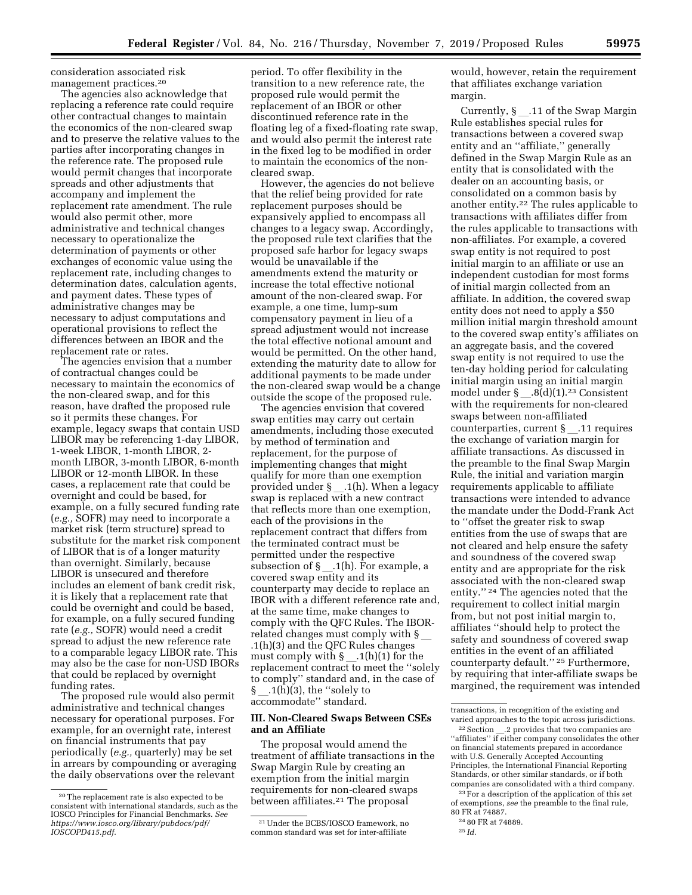consideration associated risk management practices.[20]

The agencies also acknowledge that replacing a reference rate could require other contractual changes to maintain the economics of the non-cleared swap and to preserve the relative values to the parties after incorporating changes in the reference rate. The proposed rule would permit changes that incorporate spreads and other adjustments that accompany and implement the replacement rate amendment. The rule would also permit other, more administrative and technical changes necessary to operationalize the determination of payments or other exchanges of economic value using the replacement rate, including changes to determination dates, calculation agents, and payment dates. These types of administrative changes may be necessary to adjust computations and operational provisions to reflect the differences between an IBOR and the replacement rate or rates.

The agencies envision that a number of contractual changes could be necessary to maintain the economics of the non-cleared swap, and for this reason, have drafted the proposed rule so it permits these changes. For example, legacy swaps that contain USD LIBOR may be referencing 1-day LIBOR, 1-week LIBOR, 1-month LIBOR, 2-month LIBOR, 3-month LIBOR, 6-month LIBOR or 12-month LIBOR. In these cases, a replacement rate that could be overnight and could be based, for example, on a fully secured funding rate (*e.g.,* SOFR) may need to incorporate a market risk (term structure) spread to substitute for the market risk component of LIBOR that is of a longer maturity than overnight. Similarly, because LIBOR is unsecured and therefore includes an element of bank credit risk, it is likely that a replacement rate that could be overnight and could be based, for example, on a fully secured funding rate (*e.g.,* SOFR) would need a credit spread to adjust the new reference rate to a comparable legacy LIBOR rate. This may also be the case for non-USD IBORs that could be replaced by overnight funding rates.

The proposed rule would also permit administrative and technical changes necessary for operational purposes. For example, for an overnight rate, interest on financial instruments that pay periodically (*e.g.,* quarterly) may be set in arrears by compounding or averaging the daily observations over the relevant period. To offer flexibility in the transition to a new reference rate, the proposed rule would permit the replacement of an IBOR or other discontinued reference rate in the floating leg of a fixed-floating rate swap, and would also permit the interest rate in the fixed leg to be modified in order to maintain the economics of the non-cleared swap.

However, the agencies do not believe that the relief being provided for rate replacement purposes should be expansively applied to encompass all changes to a legacy swap. Accordingly, the proposed rule text clarifies that the proposed safe harbor for legacy swaps would be unavailable if the amendments extend the maturity or increase the total effective notional amount of the non-cleared swap. For example, a one time, lump-sum compensatory payment in lieu of a spread adjustment would not increase the total effective notional amount and would be permitted. On the other hand, extending the maturity date to allow for additional payments to be made under the non-cleared swap would be a change outside the scope of the proposed rule.

The agencies envision that covered swap entities may carry out certain amendments, including those executed by method of termination and replacement, for the purpose of implementing changes that might qualify for more than one exemption provided under § __.1(h). When a legacy swap is replaced with a new contract that reflects more than one exemption, each of the provisions in the replacement contract that differs from the terminated contract must be permitted under the respective subsection of § __.1(h). For example, a covered swap entity and its counterparty may decide to replace an IBOR with a different reference rate and, at the same time, make changes to comply with the QFC Rules. The IBOR-related changes must comply with § __.1(h)(3) and the QFC Rules changes must comply with § __.1(h)(1) for the replacement contract to meet the ''solely to comply'' standard and, in the case of § __.1(h)(3), the ''solely to accommodate'' standard.

## III. Non-Cleared Swaps Between CSEs and an Affiliate

The proposal would amend the treatment of affiliate transactions in the Swap Margin Rule by creating an exemption from the initial margin requirements for non-cleared swaps between affiliates.[21] The proposal would, however, retain the requirement that affiliates exchange variation margin.

Currently, § __.11 of the Swap Margin Rule establishes special rules for transactions between a covered swap entity and an ''affiliate,'' generally defined in the Swap Margin Rule as an entity that is consolidated with the dealer on an accounting basis, or consolidated on a common basis by another entity.[22] The rules applicable to transactions with affiliates differ from the rules applicable to transactions with non-affiliates. For example, a covered swap entity is not required to post initial margin to an affiliate or use an independent custodian for most forms of initial margin collected from an affiliate. In addition, the covered swap entity does not need to apply a $50 million initial margin threshold amount to the covered swap entity's affiliates on an aggregate basis, and the covered swap entity is not required to use the ten-day holding period for calculating initial margin using an initial margin model under § __.8(d)(1).[23] Consistent with the requirements for non-cleared swaps between non-affiliated counterparties, current § __.11 requires the exchange of variation margin for affiliate transactions. As discussed in the preamble to the final Swap Margin Rule, the initial and variation margin requirements applicable to affiliate transactions were intended to advance the mandate under the Dodd-Frank Act to ''offset the greater risk to swap entities from the use of swaps that are not cleared and help ensure the safety and soundness of the covered swap entity and are appropriate for the risk associated with the non-cleared swap entity.''[24] The agencies noted that the requirement to collect initial margin from, but not post initial margin to, affiliates ''should help to protect the safety and soundness of covered swap entities in the event of an affiliated counterparty default.''[25] Furthermore, by requiring that inter-affiliate swaps be margined, the requirement was intended

---

[20] The replacement rate is also expected to be consistent with international standards, such as the IOSCO Principles for Financial Benchmarks. *See https://www.iosco.org/library/pubdocs/pdf/IOSCOPD415.pdf.*

[21] Under the BCBS/IOSCO framework, no common standard was set for inter-affiliate transactions, in recognition of the existing and varied approaches to the topic across jurisdictions.

[22] Section __.2 provides that two companies are ''affiliates'' if either company consolidates the other on financial statements prepared in accordance with U.S. Generally Accepted Accounting Principles, the International Financial Reporting Standards, or other similar standards, or if both companies are consolidated with a third company.

[23] For a description of the application of this set of exemptions, *see* the preamble to the final rule, 80 FR at 74887.

[24] 80 FR at 74889.

[25] *Id.*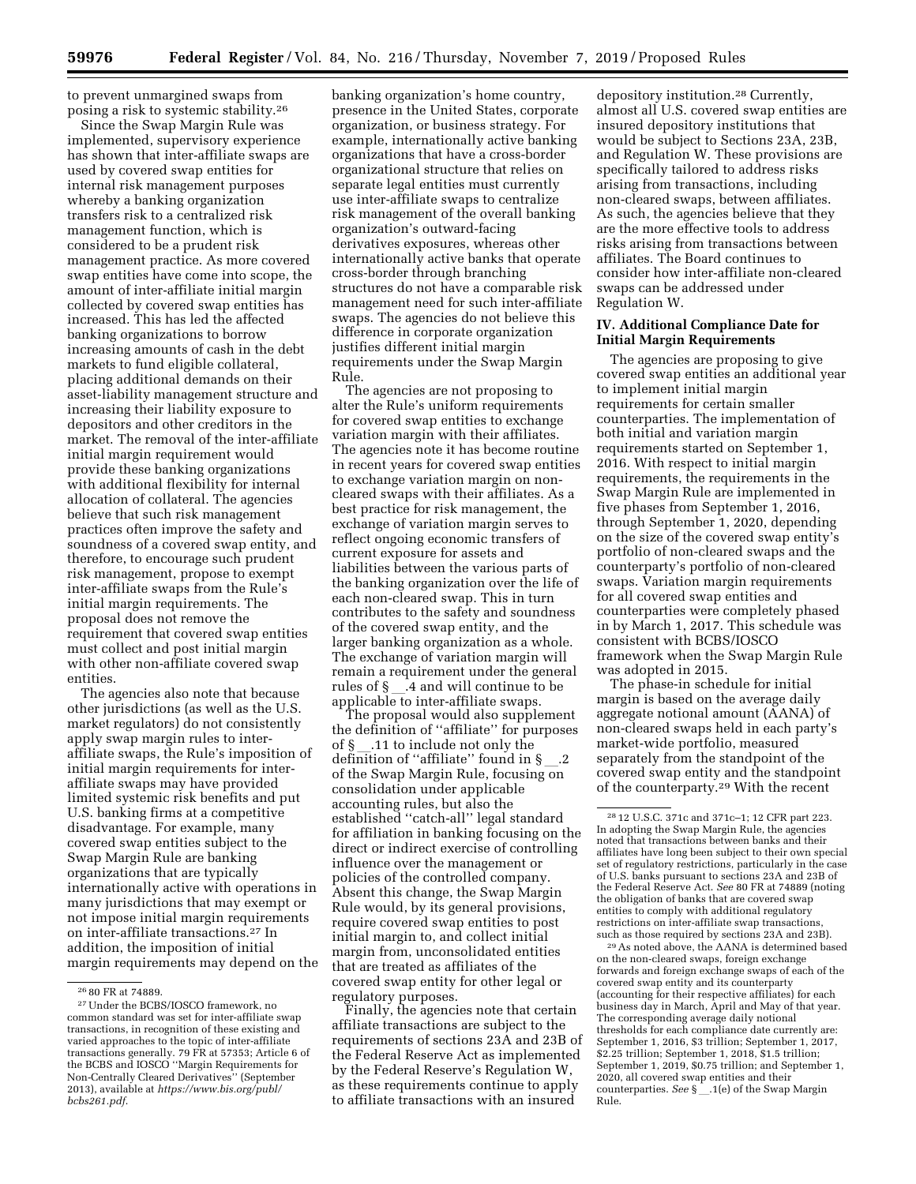to prevent unmargined swaps from posing a risk to systemic stability.[26]

Since the Swap Margin Rule was implemented, supervisory experience has shown that inter-affiliate swaps are used by covered swap entities for internal risk management purposes whereby a banking organization transfers risk to a centralized risk management function, which is considered to be a prudent risk management practice. As more covered swap entities have come into scope, the amount of inter-affiliate initial margin collected by covered swap entities has increased. This has led the affected banking organizations to borrow increasing amounts of cash in the debt markets to fund eligible collateral, placing additional demands on their asset-liability management structure and increasing their liability exposure to depositors and other creditors in the market. The removal of the inter-affiliate initial margin requirement would provide these banking organizations with additional flexibility for internal allocation of collateral. The agencies believe that such risk management practices often improve the safety and soundness of a covered swap entity, and therefore, to encourage such prudent risk management, propose to exempt inter-affiliate swaps from the Rule's initial margin requirements. The proposal does not remove the requirement that covered swap entities must collect and post initial margin with other non-affiliate covered swap entities.

The agencies also note that because other jurisdictions (as well as the U.S. market regulators) do not consistently apply swap margin rules to inter-affiliate swaps, the Rule's imposition of initial margin requirements for inter-affiliate swaps may have provided limited systemic risk benefits and put U.S. banking firms at a competitive disadvantage. For example, many covered swap entities subject to the Swap Margin Rule are banking organizations that are typically internationally active with operations in many jurisdictions that may exempt or not impose initial margin requirements on inter-affiliate transactions.[27] In addition, the imposition of initial margin requirements may depend on the banking organization's home country, presence in the United States, corporate organization, or business strategy. For example, internationally active banking organizations that have a cross-border organizational structure that relies on separate legal entities must currently use inter-affiliate swaps to centralize risk management of the overall banking organization's outward-facing derivatives exposures, whereas other internationally active banks that operate cross-border through branching structures do not have a comparable risk management need for such inter-affiliate swaps. The agencies do not believe this difference in corporate organization justifies different initial margin requirements under the Swap Margin Rule.

The agencies are not proposing to alter the Rule's uniform requirements for covered swap entities to exchange variation margin with their affiliates. The agencies note it has become routine in recent years for covered swap entities to exchange variation margin on non-cleared swaps with their affiliates. As a best practice for risk management, the exchange of variation margin serves to reflect ongoing economic transfers of current exposure for assets and liabilities between the various parts of the banking organization over the life of each non-cleared swap. This in turn contributes to the safety and soundness of the covered swap entity, and the larger banking organization as a whole. The exchange of variation margin will remain a requirement under the general rules of § __.4 and will continue to be applicable to inter-affiliate swaps.

The proposal would also supplement the definition of "affiliate" for purposes of § __.11 to include not only the definition of "affiliate" found in § __.2 of the Swap Margin Rule, focusing on consolidation under applicable accounting rules, but also the established "catch-all" legal standard for affiliation in banking focusing on the direct or indirect exercise of controlling influence over the management or policies of the controlled company. Absent this change, the Swap Margin Rule would, by its general provisions, require covered swap entities to post initial margin to, and collect initial margin from, unconsolidated entities that are treated as affiliates of the covered swap entity for other legal or regulatory purposes.

Finally, the agencies note that certain affiliate transactions are subject to the requirements of sections 23A and 23B of the Federal Reserve Act as implemented by the Federal Reserve's Regulation W, as these requirements continue to apply to affiliate transactions with an insured depository institution.[28] Currently, almost all U.S. covered swap entities are insured depository institutions that would be subject to Sections 23A, 23B, and Regulation W. These provisions are specifically tailored to address risks arising from transactions, including non-cleared swaps, between affiliates. As such, the agencies believe that they are the more effective tools to address risks arising from transactions between affiliates. The Board continues to consider how inter-affiliate non-cleared swaps can be addressed under Regulation W.

## IV. Additional Compliance Date for Initial Margin Requirements

The agencies are proposing to give covered swap entities an additional year to implement initial margin requirements for certain smaller counterparties. The implementation of both initial and variation margin requirements started on September 1, 2016. With respect to initial margin requirements, the requirements in the Swap Margin Rule are implemented in five phases from September 1, 2016, through September 1, 2020, depending on the size of the covered swap entity's portfolio of non-cleared swaps and the counterparty's portfolio of non-cleared swaps. Variation margin requirements for all covered swap entities and counterparties were completely phased in by March 1, 2017. This schedule was consistent with BCBS/IOSCO framework when the Swap Margin Rule was adopted in 2015.

The phase-in schedule for initial margin is based on the average daily aggregate notional amount (AANA) of non-cleared swaps held in each party's market-wide portfolio, measured separately from the standpoint of the covered swap entity and the standpoint of the counterparty.[29] With the recent

---

[26] 80 FR at 74889.

[27] Under the BCBS/IOSCO framework, no common standard was set for inter-affiliate swap transactions, in recognition of these existing and varied approaches to the topic of inter-affiliate transactions generally. 79 FR at 57353; Article 6 of the BCBS and IOSCO "Margin Requirements for Non-Centrally Cleared Derivatives" (September 2013), available at *https://www.bis.org/publ/bcbs261.pdf*.

[28] 12 U.S.C. 371c and 371c–1; 12 CFR part 223. In adopting the Swap Margin Rule, the agencies noted that transactions between banks and their affiliates have long been subject to their own special set of regulatory restrictions, particularly in the case of U.S. banks pursuant to sections 23A and 23B of the Federal Reserve Act. *See* 80 FR at 74889 (noting the obligation of banks that are covered swap entities to comply with additional regulatory restrictions on inter-affiliate swap transactions, such as those required by sections 23A and 23B).

[29] As noted above, the AANA is determined based on the non-cleared swaps, foreign exchange forwards and foreign exchange swaps of each of the covered swap entity and its counterparty (accounting for their respective affiliates) for each business day in March, April and May of that year. The corresponding average daily notional thresholds for each compliance date currently are: September 1, 2016, $3 trillion; September 1, 2017, $2.25 trillion; September 1, 2018, $1.5 trillion; September 1, 2019, $0.75 trillion; and September 1, 2020, all covered swap entities and their counterparties. *See* § __.1(e) of the Swap Margin Rule.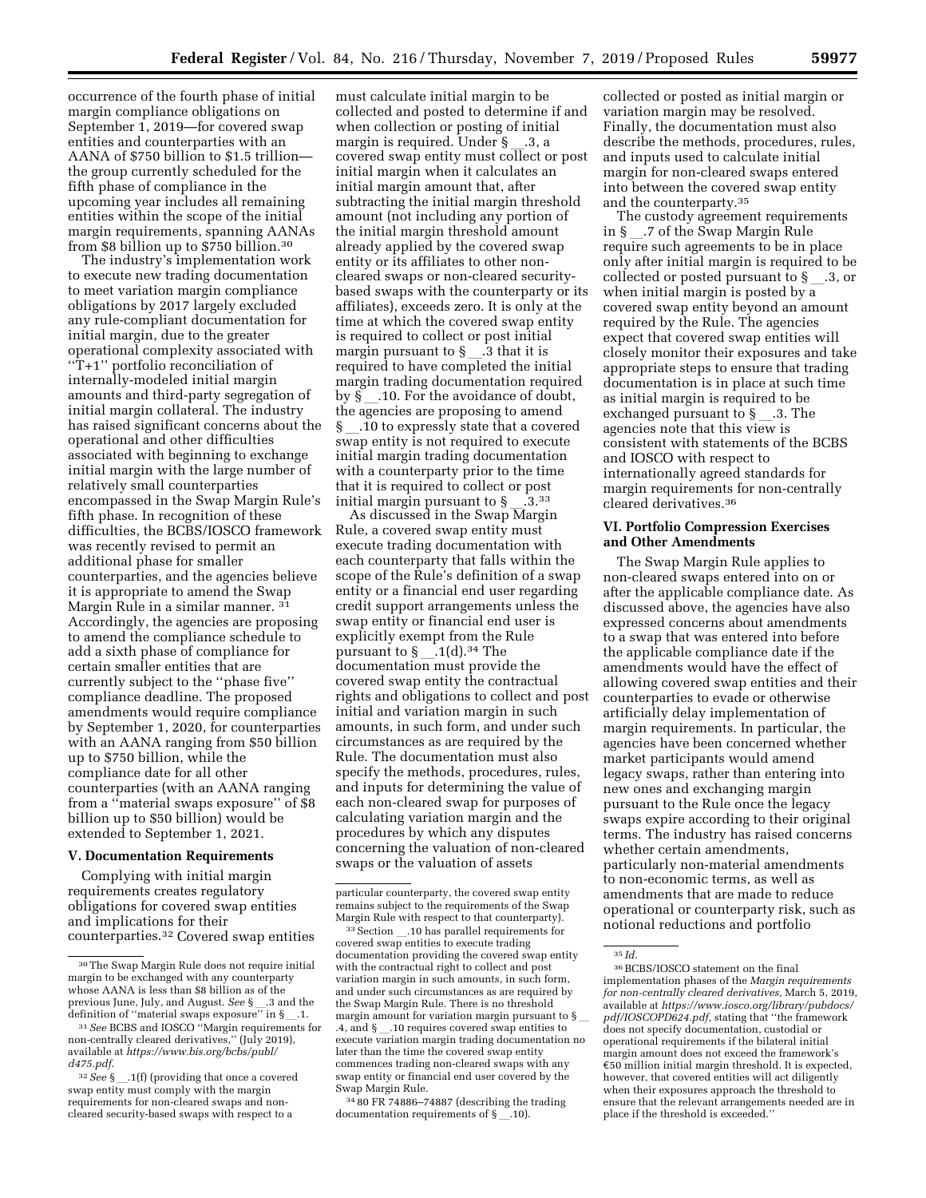occurrence of the fourth phase of initial margin compliance obligations on September 1, 2019—for covered swap entities and counterparties with an AANA of $750 billion to $1.5 trillion—the group currently scheduled for the fifth phase of compliance in the upcoming year includes all remaining entities within the scope of the initial margin requirements, spanning AANAs from $8 billion up to $750 billion.[30]

The industry's implementation work to execute new trading documentation to meet variation margin compliance obligations by 2017 largely excluded any rule-compliant documentation for initial margin, due to the greater operational complexity associated with "T+1" portfolio reconciliation of internally-modeled initial margin amounts and third-party segregation of initial margin collateral. The industry has raised significant concerns about the operational and other difficulties associated with beginning to exchange initial margin with the large number of relatively small counterparties encompassed in the Swap Margin Rule's fifth phase. In recognition of these difficulties, the BCBS/IOSCO framework was recently revised to permit an additional phase for smaller counterparties, and the agencies believe it is appropriate to amend the Swap Margin Rule in a similar manner.[31] Accordingly, the agencies are proposing to amend the compliance schedule to add a sixth phase of compliance for certain smaller entities that are currently subject to the "phase five" compliance deadline. The proposed amendments would require compliance by September 1, 2020, for counterparties with an AANA ranging from $50 billion up to $750 billion, while the compliance date for all other counterparties (with an AANA ranging from a "material swaps exposure" of $8 billion up to $50 billion) would be extended to September 1, 2021.

## V. Documentation Requirements

Complying with initial margin requirements creates regulatory obligations for covered swap entities and implications for their counterparties.[32] Covered swap entities must calculate initial margin to be collected and posted to determine if and when collection or posting of initial margin is required. Under § __.3, a covered swap entity must collect or post initial margin when it calculates an initial margin amount that, after subtracting the initial margin threshold amount (not including any portion of the initial margin threshold amount already applied by the covered swap entity or its affiliates to other non-cleared swaps or non-cleared security-based swaps with the counterparty or its affiliates), exceeds zero. It is only at the time at which the covered swap entity is required to collect or post initial margin pursuant to § __.3 that it is required to have completed the initial margin trading documentation required by § __.10. For the avoidance of doubt, the agencies are proposing to amend § __.10 to expressly state that a covered swap entity is not required to execute initial margin trading documentation with a counterparty prior to the time that it is required to collect or post initial margin pursuant to § __.3.[33]

As discussed in the Swap Margin Rule, a covered swap entity must execute trading documentation with each counterparty that falls within the scope of the Rule's definition of a swap entity or a financial end user regarding credit support arrangements unless the swap entity or financial end user is explicitly exempt from the Rule pursuant to § __.1(d).[34] The documentation must provide the covered swap entity the contractual rights and obligations to collect and post initial and variation margin in such amounts, in such form, and under such circumstances as are required by the Rule. The documentation must also specify the methods, procedures, rules, and inputs for determining the value of each non-cleared swap for purposes of calculating variation margin and the procedures by which any disputes concerning the valuation of non-cleared swaps or the valuation of assets collected or posted as initial margin or variation margin may be resolved. Finally, the documentation must also describe the methods, procedures, rules, and inputs used to calculate initial margin for non-cleared swaps entered into between the covered swap entity and the counterparty.[35]

The custody agreement requirements in § __.7 of the Swap Margin Rule require such agreements to be in place only after initial margin is required to be collected or posted pursuant to § __.3, or when initial margin is posted by a covered swap entity beyond an amount required by the Rule. The agencies expect that covered swap entities will closely monitor their exposures and take appropriate steps to ensure that trading documentation is in place at such time as initial margin is required to be exchanged pursuant to § __.3. The agencies note that this view is consistent with statements of the BCBS and IOSCO with respect to internationally agreed standards for margin requirements for non-centrally cleared derivatives.[36]

## VI. Portfolio Compression Exercises and Other Amendments

The Swap Margin Rule applies to non-cleared swaps entered into on or after the applicable compliance date. As discussed above, the agencies have also expressed concerns about amendments to a swap that was entered into before the applicable compliance date if the amendments would have the effect of allowing covered swap entities and their counterparties to evade or otherwise artificially delay implementation of margin requirements. In particular, the agencies have been concerned whether market participants would amend legacy swaps, rather than entering into new ones and exchanging margin pursuant to the Rule once the legacy swaps expire according to their original terms. The industry has raised concerns whether certain amendments, particularly non-material amendments to non-economic terms, as well as amendments that are made to reduce operational or counterparty risk, such as notional reductions and portfolio

---

[30] The Swap Margin Rule does not require initial margin to be exchanged with any counterparty whose AANA is less than $8 billion as of the previous June, July, and August. *See* § __.3 and the definition of "material swaps exposure" in § __.1.

[31] *See* BCBS and IOSCO "Margin requirements for non-centrally cleared derivatives," (July 2019), available at *https://www.bis.org/bcbs/publ/d475.pdf*.

[32] *See* § __.1(f) (providing that once a covered swap entity must comply with the margin requirements for non-cleared swaps and non-cleared security-based swaps with respect to a particular counterparty, the covered swap entity remains subject to the requirements of the Swap Margin Rule with respect to that counterparty).

[33] Section __.10 has parallel requirements for covered swap entities to execute trading documentation providing the covered swap entity with the contractual right to collect and post variation margin in such amounts, in such form, and under such circumstances as are required by the Swap Margin Rule. There is no threshold margin amount for variation margin pursuant to § __.4, and § __.10 requires covered swap entities to execute variation margin trading documentation no later than the time the covered swap entity commences trading non-cleared swaps with any swap entity or financial end user covered by the Swap Margin Rule.

[34] 80 FR 74886–74887 (describing the trading documentation requirements of § __.10).

[35] *Id.*

[36] BCBS/IOSCO statement on the final implementation phases of the *Margin requirements for non-centrally cleared derivatives,* March 5, 2019, available at *https://www.iosco.org/library/pubdocs/pdf/IOSCOPD624.pdf,* stating that "the framework does not specify documentation, custodial or operational requirements if the bilateral initial margin amount does not exceed the framework's €50 million initial margin threshold. It is expected, however, that covered entities will act diligently when their exposures approach the threshold to ensure that the relevant arrangements needed are in place if the threshold is exceeded."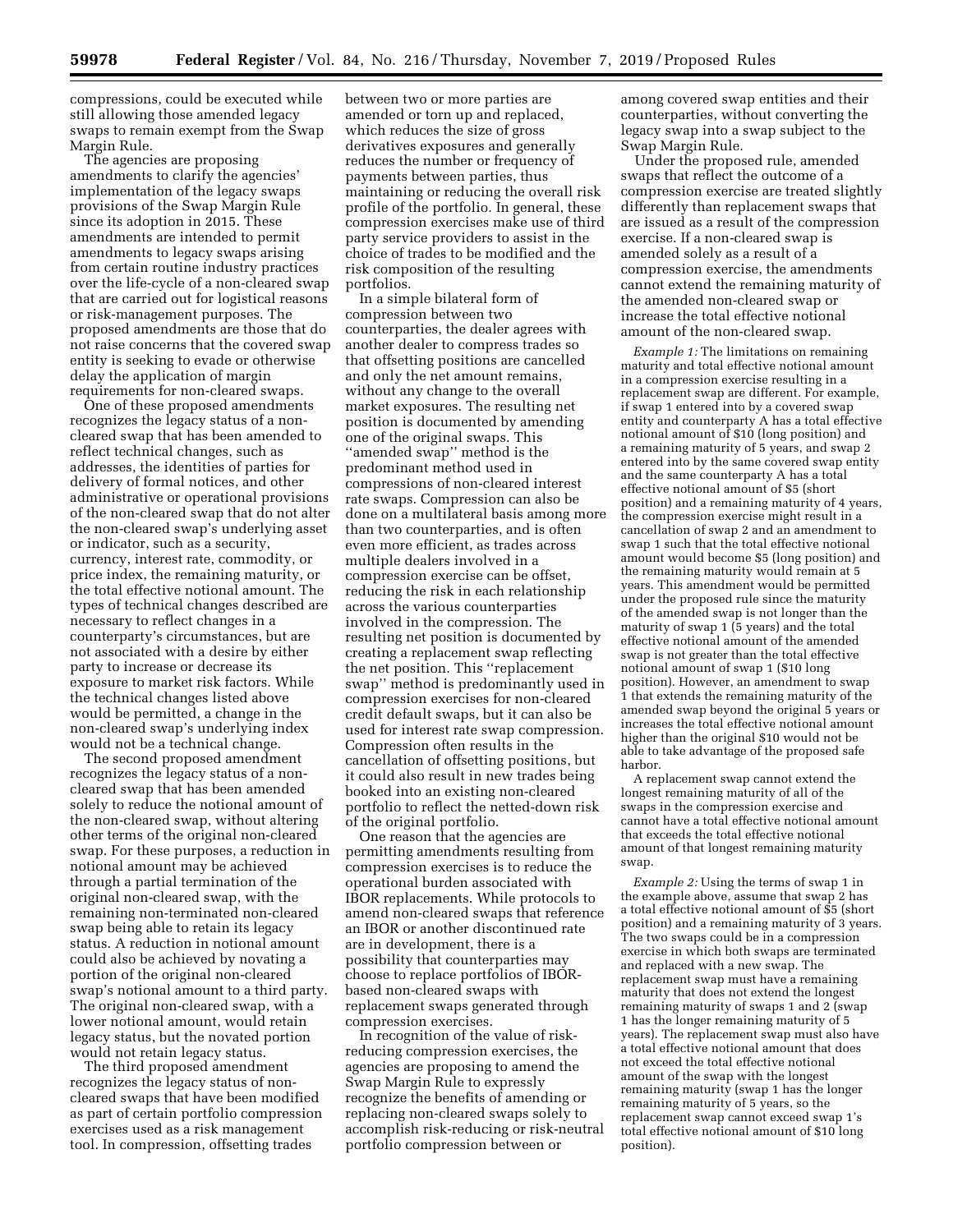compressions, could be executed while still allowing those amended legacy swaps to remain exempt from the Swap Margin Rule.

The agencies are proposing amendments to clarify the agencies' implementation of the legacy swaps provisions of the Swap Margin Rule since its adoption in 2015. These amendments are intended to permit amendments to legacy swaps arising from certain routine industry practices over the life-cycle of a non-cleared swap that are carried out for logistical reasons or risk-management purposes. The proposed amendments are those that do not raise concerns that the covered swap entity is seeking to evade or otherwise delay the application of margin requirements for non-cleared swaps.

One of these proposed amendments recognizes the legacy status of a non-cleared swap that has been amended to reflect technical changes, such as addresses, the identities of parties for delivery of formal notices, and other administrative or operational provisions of the non-cleared swap that do not alter the non-cleared swap's underlying asset or indicator, such as a security, currency, interest rate, commodity, or price index, the remaining maturity, or the total effective notional amount. The types of technical changes described are necessary to reflect changes in a counterparty's circumstances, but are not associated with a desire by either party to increase or decrease its exposure to market risk factors. While the technical changes listed above would be permitted, a change in the non-cleared swap's underlying index would not be a technical change.

The second proposed amendment recognizes the legacy status of a non-cleared swap that has been amended solely to reduce the notional amount of the non-cleared swap, without altering other terms of the original non-cleared swap. For these purposes, a reduction in notional amount may be achieved through a partial termination of the original non-cleared swap, with the remaining non-terminated non-cleared swap being able to retain its legacy status. A reduction in notional amount could also be achieved by novating a portion of the original non-cleared swap's notional amount to a third party. The original non-cleared swap, with a lower notional amount, would retain legacy status, but the novated portion would not retain legacy status.

The third proposed amendment recognizes the legacy status of non-cleared swaps that have been modified as part of certain portfolio compression exercises used as a risk management tool. In compression, offsetting trades between two or more parties are amended or torn up and replaced, which reduces the size of gross derivatives exposures and generally reduces the number or frequency of payments between parties, thus maintaining or reducing the overall risk profile of the portfolio. In general, these compression exercises make use of third party service providers to assist in the choice of trades to be modified and the risk composition of the resulting portfolios.

In a simple bilateral form of compression between two counterparties, the dealer agrees with another dealer to compress trades so that offsetting positions are cancelled and only the net amount remains, without any change to the overall market exposures. The resulting net position is documented by amending one of the original swaps. This "amended swap" method is the predominant method used in compressions of non-cleared interest rate swaps. Compression can also be done on a multilateral basis among more than two counterparties, and is often even more efficient, as trades across multiple dealers involved in a compression exercise can be offset, reducing the risk in each relationship across the various counterparties involved in the compression. The resulting net position is documented by creating a replacement swap reflecting the net position. This "replacement swap" method is predominantly used in compression exercises for non-cleared credit default swaps, but it can also be used for interest rate swap compression. Compression often results in the cancellation of offsetting positions, but it could also result in new trades being booked into an existing non-cleared portfolio to reflect the netted-down risk of the original portfolio.

One reason that the agencies are permitting amendments resulting from compression exercises is to reduce the operational burden associated with IBOR replacements. While protocols to amend non-cleared swaps that reference an IBOR or another discontinued rate are in development, there is a possibility that counterparties may choose to replace portfolios of IBOR-based non-cleared swaps with replacement swaps generated through compression exercises.

In recognition of the value of risk-reducing compression exercises, the agencies are proposing to amend the Swap Margin Rule to expressly recognize the benefits of amending or replacing non-cleared swaps solely to accomplish risk-reducing or risk-neutral portfolio compression between or among covered swap entities and their counterparties, without converting the legacy swap into a swap subject to the Swap Margin Rule.

Under the proposed rule, amended swaps that reflect the outcome of a compression exercise are treated slightly differently than replacement swaps that are issued as a result of the compression exercise. If a non-cleared swap is amended solely as a result of a compression exercise, the amendments cannot extend the remaining maturity of the amended non-cleared swap or increase the total effective notional amount of the non-cleared swap.

*Example 1:* The limitations on remaining maturity and total effective notional amount in a compression exercise resulting in a replacement swap are different. For example, if swap 1 entered into by a covered swap entity and counterparty A has a total effective notional amount of $10 (long position) and a remaining maturity of 5 years, and swap 2 entered into by the same covered swap entity and the same counterparty A has a total effective notional amount of $5 (short position) and a remaining maturity of 4 years, the compression exercise might result in a cancellation of swap 2 and an amendment to swap 1 such that the total effective notional amount would become $5 (long position) and the remaining maturity would remain at 5 years. This amendment would be permitted under the proposed rule since the maturity of the amended swap is not longer than the maturity of swap 1 (5 years) and the total effective notional amount of the amended swap is not greater than the total effective notional amount of swap 1 ($10 long position). However, an amendment to swap 1 that extends the remaining maturity of the amended swap beyond the original 5 years or increases the total effective notional amount higher than the original $10 would not be able to take advantage of the proposed safe harbor.

A replacement swap cannot extend the longest remaining maturity of all of the swaps in the compression exercise and cannot have a total effective notional amount that exceeds the total effective notional amount of that longest remaining maturity swap.

*Example 2:* Using the terms of swap 1 in the example above, assume that swap 2 has a total effective notional amount of $5 (short position) and a remaining maturity of 3 years. The two swaps could be in a compression exercise in which both swaps are terminated and replaced with a new swap. The replacement swap must have a remaining maturity that does not extend the longest remaining maturity of swaps 1 and 2 (swap 1 has the longer remaining maturity of 5 years). The replacement swap must also have a total effective notional amount that does not exceed the total effective notional amount of the swap with the longest remaining maturity (swap 1 has the longer remaining maturity of 5 years, so the replacement swap cannot exceed swap 1's total effective notional amount of $10 long position).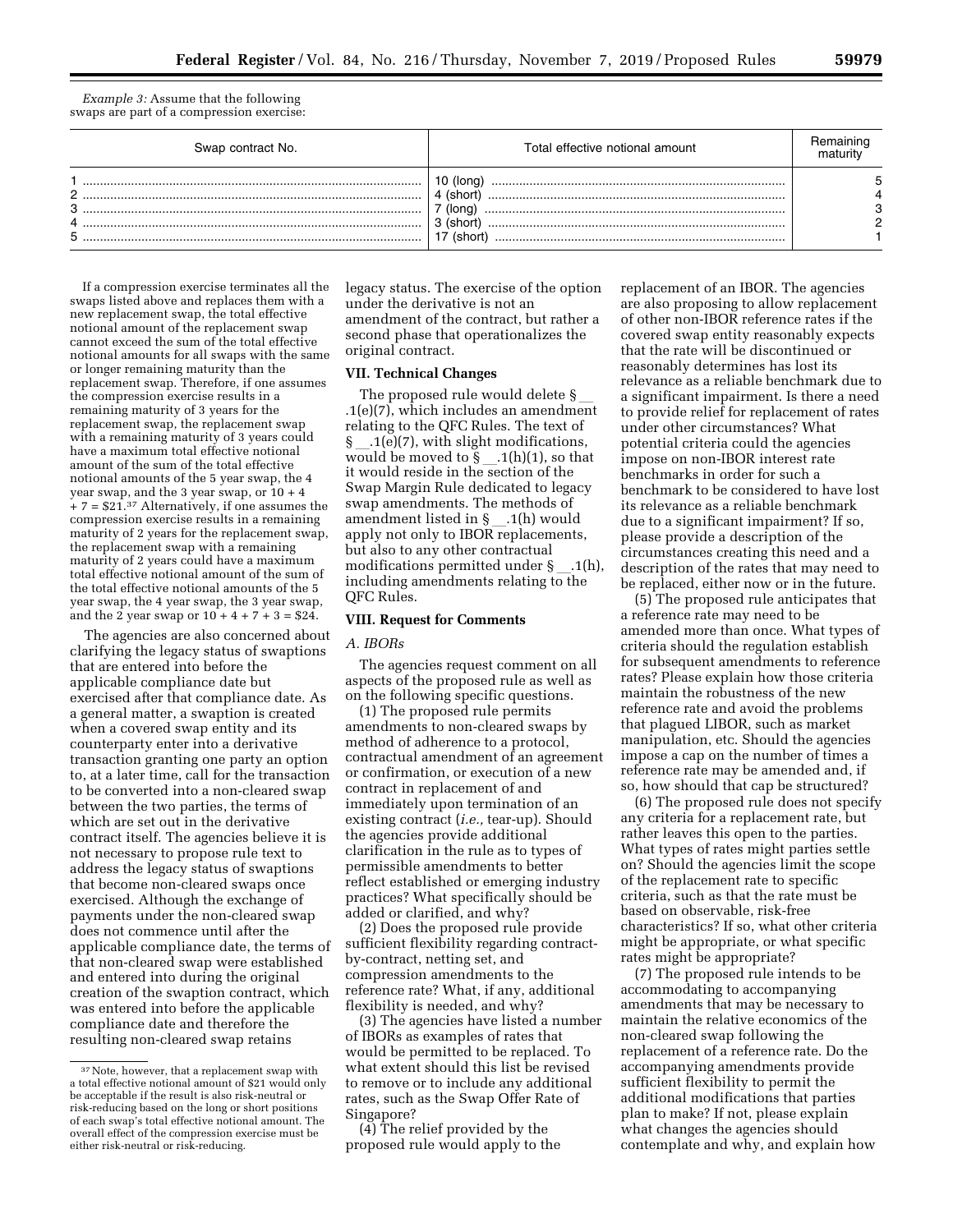*Example 3:* Assume that the following swaps are part of a compression exercise:

| Swap contract No. | Total effective notional amount | Remaining maturity |
|---|---|---|
| 1 | 10 (long) | 5 |
| 2 | 4 (short) | 4 |
| 3 | 7 (long) | 3 |
| 4 | 3 (short) | 2 |
| 5 | 17 (short) | 1 |

If a compression exercise terminates all the swaps listed above and replaces them with a new replacement swap, the total effective notional amount of the replacement swap cannot exceed the sum of the total effective notional amounts for all swaps with the same or longer remaining maturity than the replacement swap. Therefore, if one assumes the compression exercise results in a remaining maturity of 3 years for the replacement swap, the replacement swap with a remaining maturity of 3 years could have a maximum total effective notional amount of the sum of the total effective notional amounts of the 5 year swap, the 4 year swap, and the 3 year swap, or 10 + 4 + 7 = $21.[37] Alternatively, if one assumes the compression exercise results in a remaining maturity of 2 years for the replacement swap, the replacement swap with a remaining maturity of 2 years could have a maximum total effective notional amount of the sum of the total effective notional amounts of the 5 year swap, the 4 year swap, the 3 year swap, and the 2 year swap or 10 + 4 + 7 + 3 = $24.

The agencies are also concerned about clarifying the legacy status of swaptions that are entered into before the applicable compliance date but exercised after that compliance date. As a general matter, a swaption is created when a covered swap entity and its counterparty enter into a derivative transaction granting one party an option to, at a later time, call for the transaction to be converted into a non-cleared swap between the two parties, the terms of which are set out in the derivative contract itself. The agencies believe it is not necessary to propose rule text to address the legacy status of swaptions that become non-cleared swaps once exercised. Although the exchange of payments under the non-cleared swap does not commence until after the applicable compliance date, the terms of that non-cleared swap were established and entered into during the original creation of the swaption contract, which was entered into before the applicable compliance date and therefore the resulting non-cleared swap retains legacy status. The exercise of the option under the derivative is not an amendment of the contract, but rather a second phase that operationalizes the original contract.

[37] Note, however, that a replacement swap with a total effective notional amount of $21 would only be acceptable if the result is also risk-neutral or risk-reducing based on the long or short positions of each swap's total effective notional amount. The overall effect of the compression exercise must be either risk-neutral or risk-reducing.

## VII. Technical Changes

The proposed rule would delete § __.1(e)(7), which includes an amendment relating to the QFC Rules. The text of § __.1(e)(7), with slight modifications, would be moved to § __.1(h)(1), so that it would reside in the section of the Swap Margin Rule dedicated to legacy swap amendments. The methods of amendment listed in § __.1(h) would apply not only to IBOR replacements, but also to any other contractual modifications permitted under § __.1(h), including amendments relating to the QFC Rules.

## VIII. Request for Comments

### *A. IBORs*

The agencies request comment on all aspects of the proposed rule as well as on the following specific questions.

(1) The proposed rule permits amendments to non-cleared swaps by method of adherence to a protocol, contractual amendment of an agreement or confirmation, or execution of a new contract in replacement of and immediately upon termination of an existing contract (*i.e.,* tear-up). Should the agencies provide additional clarification in the rule as to types of permissible amendments to better reflect established or emerging industry practices? What specifically should be added or clarified, and why?

(2) Does the proposed rule provide sufficient flexibility regarding contract-by-contract, netting set, and compression amendments to the reference rate? What, if any, additional flexibility is needed, and why?

(3) The agencies have listed a number of IBORs as examples of rates that would be permitted to be replaced. To what extent should this list be revised to remove or to include any additional rates, such as the Swap Offer Rate of Singapore?

(4) The relief provided by the proposed rule would apply to the replacement of an IBOR. The agencies are also proposing to allow replacement of other non-IBOR reference rates if the covered swap entity reasonably expects that the rate will be discontinued or reasonably determines has lost its relevance as a reliable benchmark due to a significant impairment. Is there a need to provide relief for replacement of rates under other circumstances? What potential criteria could the agencies impose on non-IBOR interest rate benchmarks in order for such a benchmark to be considered to have lost its relevance as a reliable benchmark due to a significant impairment? If so, please provide a description of the circumstances creating this need and a description of the rates that may need to be replaced, either now or in the future.

(5) The proposed rule anticipates that a reference rate may need to be amended more than once. What types of criteria should the regulation establish for subsequent amendments to reference rates? Please explain how those criteria maintain the robustness of the new reference rate and avoid the problems that plagued LIBOR, such as market manipulation, etc. Should the agencies impose a cap on the number of times a reference rate may be amended and, if so, how should that cap be structured?

(6) The proposed rule does not specify any criteria for a replacement rate, but rather leaves this open to the parties. What types of rates might parties settle on? Should the agencies limit the scope of the replacement rate to specific criteria, such as that the rate must be based on observable, risk-free characteristics? If so, what other criteria might be appropriate, or what specific rates might be appropriate?

(7) The proposed rule intends to be accommodating to accompanying amendments that may be necessary to maintain the relative economics of the non-cleared swap following the replacement of a reference rate. Do the accompanying amendments provide sufficient flexibility to permit the additional modifications that parties plan to make? If not, please explain what changes the agencies should contemplate and why, and explain how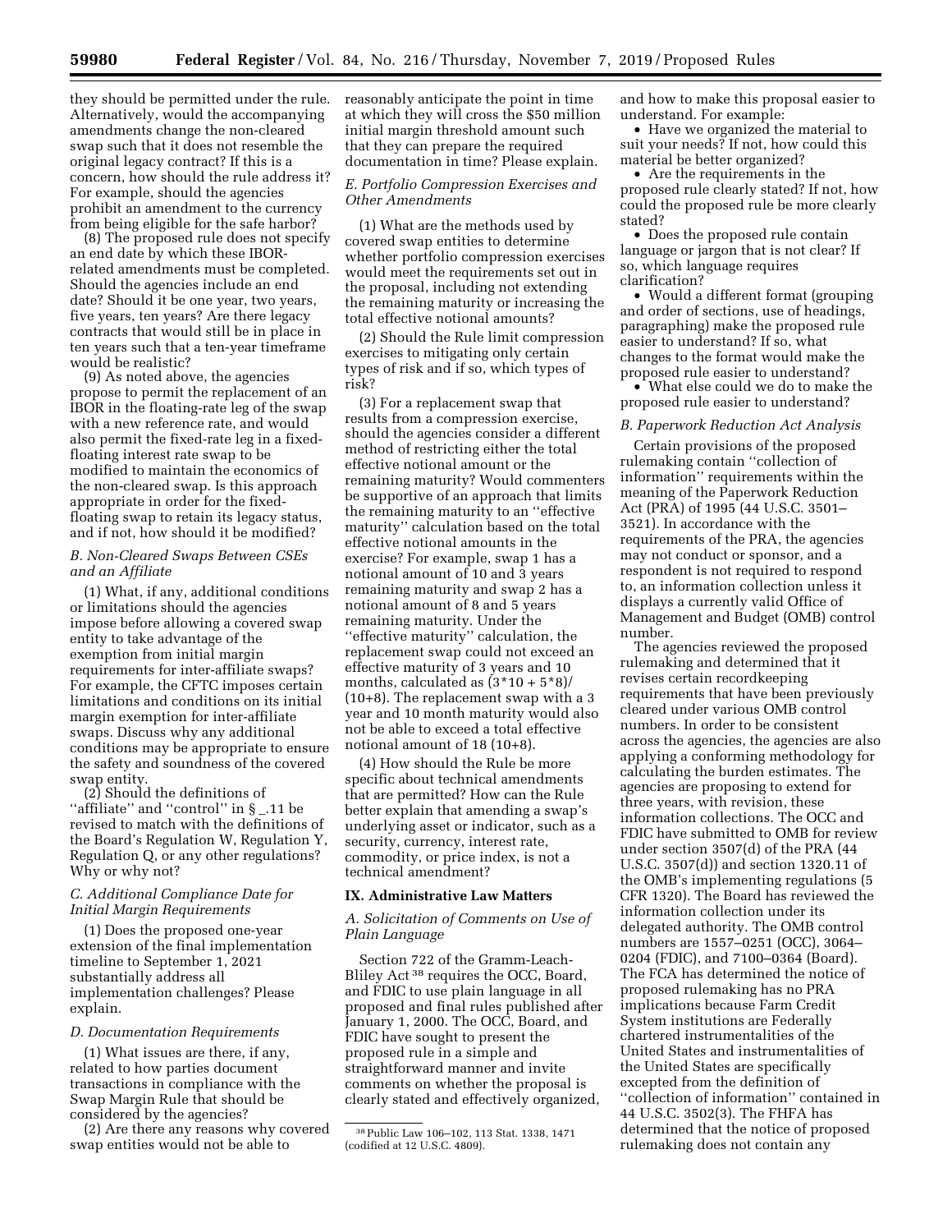they should be permitted under the rule. Alternatively, would the accompanying amendments change the non-cleared swap such that it does not resemble the original legacy contract? If this is a concern, how should the rule address it? For example, should the agencies prohibit an amendment to the currency from being eligible for the safe harbor?

(8) The proposed rule does not specify an end date by which these IBOR-related amendments must be completed. Should the agencies include an end date? Should it be one year, two years, five years, ten years? Are there legacy contracts that would still be in place in ten years such that a ten-year timeframe would be realistic?

(9) As noted above, the agencies propose to permit the replacement of an IBOR in the floating-rate leg of the swap with a new reference rate, and would also permit the fixed-rate leg in a fixed-floating interest rate swap to be modified to maintain the economics of the non-cleared swap. Is this approach appropriate in order for the fixed-floating swap to retain its legacy status, and if not, how should it be modified?

### *B. Non-Cleared Swaps Between CSEs and an Affiliate*

(1) What, if any, additional conditions or limitations should the agencies impose before allowing a covered swap entity to take advantage of the exemption from initial margin requirements for inter-affiliate swaps? For example, the CFTC imposes certain limitations and conditions on its initial margin exemption for inter-affiliate swaps. Discuss why any additional conditions may be appropriate to ensure the safety and soundness of the covered swap entity.

(2) Should the definitions of ''affiliate'' and ''control'' in § _.11 be revised to match with the definitions of the Board's Regulation W, Regulation Y, Regulation Q, or any other regulations? Why or why not?

### *C. Additional Compliance Date for Initial Margin Requirements*

(1) Does the proposed one-year extension of the final implementation timeline to September 1, 2021 substantially address all implementation challenges? Please explain.

### *D. Documentation Requirements*

(1) What issues are there, if any, related to how parties document transactions in compliance with the Swap Margin Rule that should be considered by the agencies?

(2) Are there any reasons why covered swap entities would not be able to reasonably anticipate the point in time at which they will cross the $50 million initial margin threshold amount such that they can prepare the required documentation in time? Please explain.

### *E. Portfolio Compression Exercises and Other Amendments*

(1) What are the methods used by covered swap entities to determine whether portfolio compression exercises would meet the requirements set out in the proposal, including not extending the remaining maturity or increasing the total effective notional amounts?

(2) Should the Rule limit compression exercises to mitigating only certain types of risk and if so, which types of risk?

(3) For a replacement swap that results from a compression exercise, should the agencies consider a different method of restricting either the total effective notional amount or the remaining maturity? Would commenters be supportive of an approach that limits the remaining maturity to an ''effective maturity'' calculation based on the total effective notional amounts in the exercise? For example, swap 1 has a notional amount of 10 and 3 years remaining maturity and swap 2 has a notional amount of 8 and 5 years remaining maturity. Under the ''effective maturity'' calculation, the replacement swap could not exceed an effective maturity of 3 years and 10 months, calculated as $(3*10 + 5*8)/(10+8)$. The replacement swap with a 3 year and 10 month maturity would also not be able to exceed a total effective notional amount of 18 (10+8).

(4) How should the Rule be more specific about technical amendments that are permitted? How can the Rule better explain that amending a swap's underlying asset or indicator, such as a security, currency, interest rate, commodity, or price index, is not a technical amendment?

## IX. Administrative Law Matters

### *A. Solicitation of Comments on Use of Plain Language*

Section 722 of the Gramm-Leach-Bliley Act[38] requires the OCC, Board, and FDIC to use plain language in all proposed and final rules published after January 1, 2000. The OCC, Board, and FDIC have sought to present the proposed rule in a simple and straightforward manner and invite comments on whether the proposal is clearly stated and effectively organized, and how to make this proposal easier to understand. For example:

- Have we organized the material to suit your needs? If not, how could this material be better organized?
- Are the requirements in the proposed rule clearly stated? If not, how could the proposed rule be more clearly stated?
- Does the proposed rule contain language or jargon that is not clear? If so, which language requires clarification?
- Would a different format (grouping and order of sections, use of headings, paragraphing) make the proposed rule easier to understand? If so, what changes to the format would make the proposed rule easier to understand?
- What else could we do to make the proposed rule easier to understand?

### *B. Paperwork Reduction Act Analysis*

Certain provisions of the proposed rulemaking contain ''collection of information'' requirements within the meaning of the Paperwork Reduction Act (PRA) of 1995 (44 U.S.C. 3501–3521). In accordance with the requirements of the PRA, the agencies may not conduct or sponsor, and a respondent is not required to respond to, an information collection unless it displays a currently valid Office of Management and Budget (OMB) control number.

The agencies reviewed the proposed rulemaking and determined that it revises certain recordkeeping requirements that have been previously cleared under various OMB control numbers. In order to be consistent across the agencies, the agencies are also applying a conforming methodology for calculating the burden estimates. The agencies are proposing to extend for three years, with revision, these information collections. The OCC and FDIC have submitted to OMB for review under section 3507(d) of the PRA (44 U.S.C. 3507(d)) and section 1320.11 of the OMB's implementing regulations (5 CFR 1320). The Board has reviewed the information collection under its delegated authority. The OMB control numbers are 1557–0251 (OCC), 3064–0204 (FDIC), and 7100–0364 (Board). The FCA has determined the notice of proposed rulemaking has no PRA implications because Farm Credit System institutions are Federally chartered instrumentalities of the United States and instrumentalities of the United States are specifically excepted from the definition of ''collection of information'' contained in 44 U.S.C. 3502(3). The FHFA has determined that the notice of proposed rulemaking does not contain any

[38] Public Law 106–102, 113 Stat. 1338, 1471 (codified at 12 U.S.C. 4809).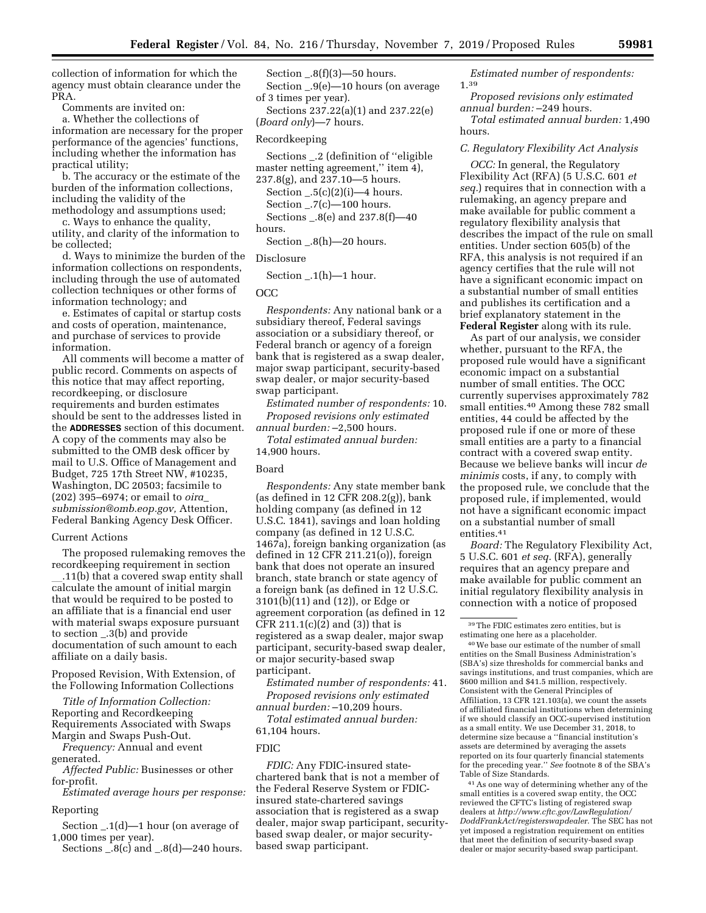collection of information for which the agency must obtain clearance under the PRA.

Comments are invited on:

a. Whether the collections of information are necessary for the proper performance of the agencies' functions, including whether the information has practical utility;

b. The accuracy or the estimate of the burden of the information collections, including the validity of the methodology and assumptions used;

c. Ways to enhance the quality, utility, and clarity of the information to be collected;

d. Ways to minimize the burden of the information collections on respondents, including through the use of automated collection techniques or other forms of information technology; and

e. Estimates of capital or startup costs and costs of operation, maintenance, and purchase of services to provide information.

All comments will become a matter of public record. Comments on aspects of this notice that may affect reporting, recordkeeping, or disclosure requirements and burden estimates should be sent to the addresses listed in the **ADDRESSES** section of this document. A copy of the comments may also be submitted to the OMB desk officer by mail to U.S. Office of Management and Budget, 725 17th Street NW, #10235, Washington, DC 20503; facsimile to (202) 395–6974; or email to *oira_submission@omb.eop.gov,* Attention, Federal Banking Agency Desk Officer.

Current Actions

The proposed rulemaking removes the recordkeeping requirement in section __.11(b) that a covered swap entity shall calculate the amount of initial margin that would be required to be posted to an affiliate that is a financial end user with material swaps exposure pursuant to section _.3(b) and provide documentation of such amount to each affiliate on a daily basis.

Proposed Revision, With Extension, of the Following Information Collections

*Title of Information Collection:* Reporting and Recordkeeping Requirements Associated with Swaps Margin and Swaps Push-Out.

*Frequency:* Annual and event generated.

*Affected Public:* Businesses or other for-profit.

*Estimated average hours per response:*

Reporting

Section _.1(d)—1 hour (on average of 1,000 times per year).

Sections _.8(c) and _.8(d)—240 hours.

Section _.8(f)(3)—50 hours.

Section _.9(e)—10 hours (on average of 3 times per year).

Sections 237.22(a)(1) and 237.22(e) (*Board only*)—7 hours.

Recordkeeping

Sections _.2 (definition of ''eligible master netting agreement,'' item 4), 237.8(g), and 237.10—5 hours.

Section _.5(c)(2)(i)—4 hours.

Section _.7(c)—100 hours.

Sections _.8(e) and 237.8(f)—40 hours.

Section _.8(h)—20 hours.

Disclosure

Section _.1(h)—1 hour.

OCC

*Respondents:* Any national bank or a subsidiary thereof, Federal savings association or a subsidiary thereof, or Federal branch or agency of a foreign bank that is registered as a swap dealer, major swap participant, security-based swap dealer, or major security-based swap participant.

*Estimated number of respondents:* 10.

*Proposed revisions only estimated annual burden:* –2,500 hours.

*Total estimated annual burden:* 14,900 hours.

Board

*Respondents:* Any state member bank (as defined in 12 CFR 208.2(g)), bank holding company (as defined in 12 U.S.C. 1841), savings and loan holding company (as defined in 12 U.S.C. 1467a), foreign banking organization (as defined in 12 CFR 211.21(o)), foreign bank that does not operate an insured branch, state branch or state agency of a foreign bank (as defined in 12 U.S.C. 3101(b)(11) and (12)), or Edge or agreement corporation (as defined in 12 CFR 211.1(c)(2) and (3)) that is registered as a swap dealer, major swap participant, security-based swap dealer, or major security-based swap participant.

*Estimated number of respondents:* 41.

*Proposed revisions only estimated annual burden:* –10,209 hours.

*Total estimated annual burden:* 61,104 hours.

FDIC

*FDIC:* Any FDIC-insured state-chartered bank that is not a member of the Federal Reserve System or FDIC-insured state-chartered savings association that is registered as a swap dealer, major swap participant, security-based swap dealer, or major security-based swap participant.

*Estimated number of respondents:* 1.[39]

*Proposed revisions only estimated annual burden:* –249 hours.

*Total estimated annual burden:* 1,490 hours.

### C. Regulatory Flexibility Act Analysis

*OCC:* In general, the Regulatory Flexibility Act (RFA) (5 U.S.C. 601 *et seq.*) requires that in connection with a rulemaking, an agency prepare and make available for public comment a regulatory flexibility analysis that describes the impact of the rule on small entities. Under section 605(b) of the RFA, this analysis is not required if an agency certifies that the rule will not have a significant economic impact on a substantial number of small entities and publishes its certification and a brief explanatory statement in the **Federal Register** along with its rule.

As part of our analysis, we consider whether, pursuant to the RFA, the proposed rule would have a significant economic impact on a substantial number of small entities. The OCC currently supervises approximately 782 small entities.[40] Among these 782 small entities, 44 could be affected by the proposed rule if one or more of these small entities are a party to a financial contract with a covered swap entity. Because we believe banks will incur *de minimis* costs, if any, to comply with the proposed rule, we conclude that the proposed rule, if implemented, would not have a significant economic impact on a substantial number of small entities.[41]

*Board:* The Regulatory Flexibility Act, 5 U.S.C. 601 *et seq.* (RFA), generally requires that an agency prepare and make available for public comment an initial regulatory flexibility analysis in connection with a notice of proposed

---

[39] The FDIC estimates zero entities, but is estimating one here as a placeholder.

[40] We base our estimate of the number of small entities on the Small Business Administration's (SBA's) size thresholds for commercial banks and savings institutions, and trust companies, which are $600 million and $41.5 million, respectively. Consistent with the General Principles of Affiliation, 13 CFR 121.103(a), we count the assets of affiliated financial institutions when determining if we should classify an OCC-supervised institution as a small entity. We use December 31, 2018, to determine size because a ''financial institution's assets are determined by averaging the assets reported on its four quarterly financial statements for the preceding year.'' *See* footnote 8 of the SBA's Table of Size Standards.

[41] As one way of determining whether any of the small entities is a covered swap entity, the OCC reviewed the CFTC's listing of registered swap dealers at *http://www.cftc.gov/LawRegulation/DoddFrankAct/registerswapdealer*. The SEC has not yet imposed a registration requirement on entities that meet the definition of security-based swap dealer or major security-based swap participant.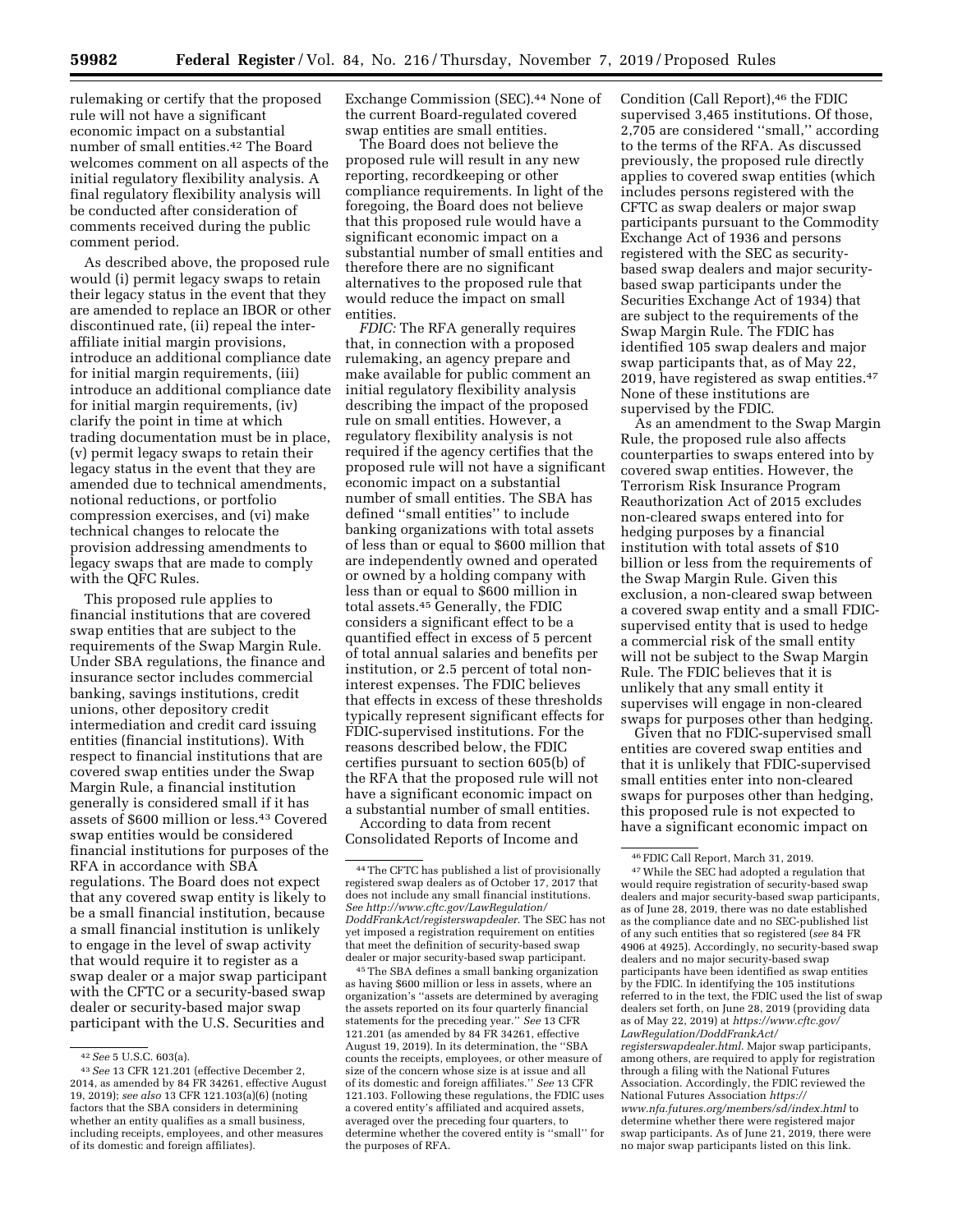rulemaking or certify that the proposed rule will not have a significant economic impact on a substantial number of small entities.[42] The Board welcomes comment on all aspects of the initial regulatory flexibility analysis. A final regulatory flexibility analysis will be conducted after consideration of comments received during the public comment period.

As described above, the proposed rule would (i) permit legacy swaps to retain their legacy status in the event that they are amended to replace an IBOR or other discontinued rate, (ii) repeal the inter-affiliate initial margin provisions, introduce an additional compliance date for initial margin requirements, (iii) introduce an additional compliance date for initial margin requirements, (iv) clarify the point in time at which trading documentation must be in place, (v) permit legacy swaps to retain their legacy status in the event that they are amended due to technical amendments, notional reductions, or portfolio compression exercises, and (vi) make technical changes to relocate the provision addressing amendments to legacy swaps that are made to comply with the QFC Rules.

This proposed rule applies to financial institutions that are covered swap entities that are subject to the requirements of the Swap Margin Rule. Under SBA regulations, the finance and insurance sector includes commercial banking, savings institutions, credit unions, other depository credit intermediation and credit card issuing entities (financial institutions). With respect to financial institutions that are covered swap entities under the Swap Margin Rule, a financial institution generally is considered small if it has assets of $600 million or less.[43] Covered swap entities would be considered financial institutions for purposes of the RFA in accordance with SBA regulations. The Board does not expect that any covered swap entity is likely to be a small financial institution, because a small financial institution is unlikely to engage in the level of swap activity that would require it to register as a swap dealer or a major swap participant with the CFTC or a security-based swap dealer or security-based major swap participant with the U.S. Securities and Exchange Commission (SEC).[44] None of the current Board-regulated covered swap entities are small entities.

The Board does not believe the proposed rule will result in any new reporting, recordkeeping or other compliance requirements. In light of the foregoing, the Board does not believe that this proposed rule would have a significant economic impact on a substantial number of small entities and therefore there are no significant alternatives to the proposed rule that would reduce the impact on small entities.

*FDIC:* The RFA generally requires that, in connection with a proposed rulemaking, an agency prepare and make available for public comment an initial regulatory flexibility analysis describing the impact of the proposed rule on small entities. However, a regulatory flexibility analysis is not required if the agency certifies that the proposed rule will not have a significant economic impact on a substantial number of small entities. The SBA has defined ''small entities'' to include banking organizations with total assets of less than or equal to $600 million that are independently owned and operated or owned by a holding company with less than or equal to $600 million in total assets.[45] Generally, the FDIC considers a significant effect to be a quantified effect in excess of 5 percent of total annual salaries and benefits per institution, or 2.5 percent of total non-interest expenses. The FDIC believes that effects in excess of these thresholds typically represent significant effects for FDIC-supervised institutions. For the reasons described below, the FDIC certifies pursuant to section 605(b) of the RFA that the proposed rule will not have a significant economic impact on a substantial number of small entities.

According to data from recent Consolidated Reports of Income and Condition (Call Report),[46] the FDIC supervised 3,465 institutions. Of those, 2,705 are considered ''small,'' according to the terms of the RFA. As discussed previously, the proposed rule directly applies to covered swap entities (which includes persons registered with the CFTC as swap dealers or major swap participants pursuant to the Commodity Exchange Act of 1936 and persons registered with the SEC as security-based swap dealers and major security-based swap participants under the Securities Exchange Act of 1934) that are subject to the requirements of the Swap Margin Rule. The FDIC has identified 105 swap dealers and major swap participants that, as of May 22, 2019, have registered as swap entities.[47] None of these institutions are supervised by the FDIC.

As an amendment to the Swap Margin Rule, the proposed rule also affects counterparties to swaps entered into by covered swap entities. However, the Terrorism Risk Insurance Program Reauthorization Act of 2015 excludes non-cleared swaps entered into for hedging purposes by a financial institution with total assets of $10 billion or less from the requirements of the Swap Margin Rule. Given this exclusion, a non-cleared swap between a covered swap entity and a small FDIC-supervised entity that is used to hedge a commercial risk of the small entity will not be subject to the Swap Margin Rule. The FDIC believes that it is unlikely that any small entity it supervises will engage in non-cleared swaps for purposes other than hedging.

Given that no FDIC-supervised small entities are covered swap entities and that it is unlikely that FDIC-supervised small entities enter into non-cleared swaps for purposes other than hedging, this proposed rule is not expected to have a significant economic impact on

---

[42] *See* 5 U.S.C. 603(a).

[43] *See* 13 CFR 121.201 (effective December 2, 2014, as amended by 84 FR 34261, effective August 19, 2019); *see also* 13 CFR 121.103(a)(6) (noting factors that the SBA considers in determining whether an entity qualifies as a small business, including receipts, employees, and other measures of its domestic and foreign affiliates).

[44] The CFTC has published a list of provisionally registered swap dealers as of October 17, 2017 that does not include any small financial institutions. *See http://www.cftc.gov/LawRegulation/DoddFrankAct/registerswapdealer*. The SEC has not yet imposed a registration requirement on entities that meet the definition of security-based swap dealer or major security-based swap participant.

[45] The SBA defines a small banking organization as having $600 million or less in assets, where an organization's ''assets are determined by averaging the assets reported on its four quarterly financial statements for the preceding year.'' *See* 13 CFR 121.201 (as amended by 84 FR 34261, effective August 19, 2019). In its determination, the ''SBA counts the receipts, employees, or other measure of size of the concern whose size is at issue and all of its domestic and foreign affiliates.'' *See* 13 CFR 121.103. Following these regulations, the FDIC uses a covered entity's affiliated and acquired assets, averaged over the preceding four quarters, to determine whether the covered entity is ''small'' for the purposes of RFA.

[46] FDIC Call Report, March 31, 2019.

[47] While the SEC had adopted a regulation that would require registration of security-based swap dealers and major security-based swap participants, as of June 28, 2019, there was no date established as the compliance date and no SEC-published list of any such entities that so registered (*see* 84 FR 4906 at 4925). Accordingly, no security-based swap dealers and no major security-based swap participants have been identified as swap entities by the FDIC. In identifying the 105 institutions referred to in the text, the FDIC used the list of swap dealers set forth, on June 28, 2019 (providing data as of May 22, 2019) at *https://www.cftc.gov/LawRegulation/DoddFrankAct/registerswapdealer.html*. Major swap participants, among others, are required to apply for registration through a filing with the National Futures Association. Accordingly, the FDIC reviewed the National Futures Association *https://www.nfa.futures.org/members/sd/index.html* to determine whether there were registered major swap participants. As of June 21, 2019, there were no major swap participants listed on this link.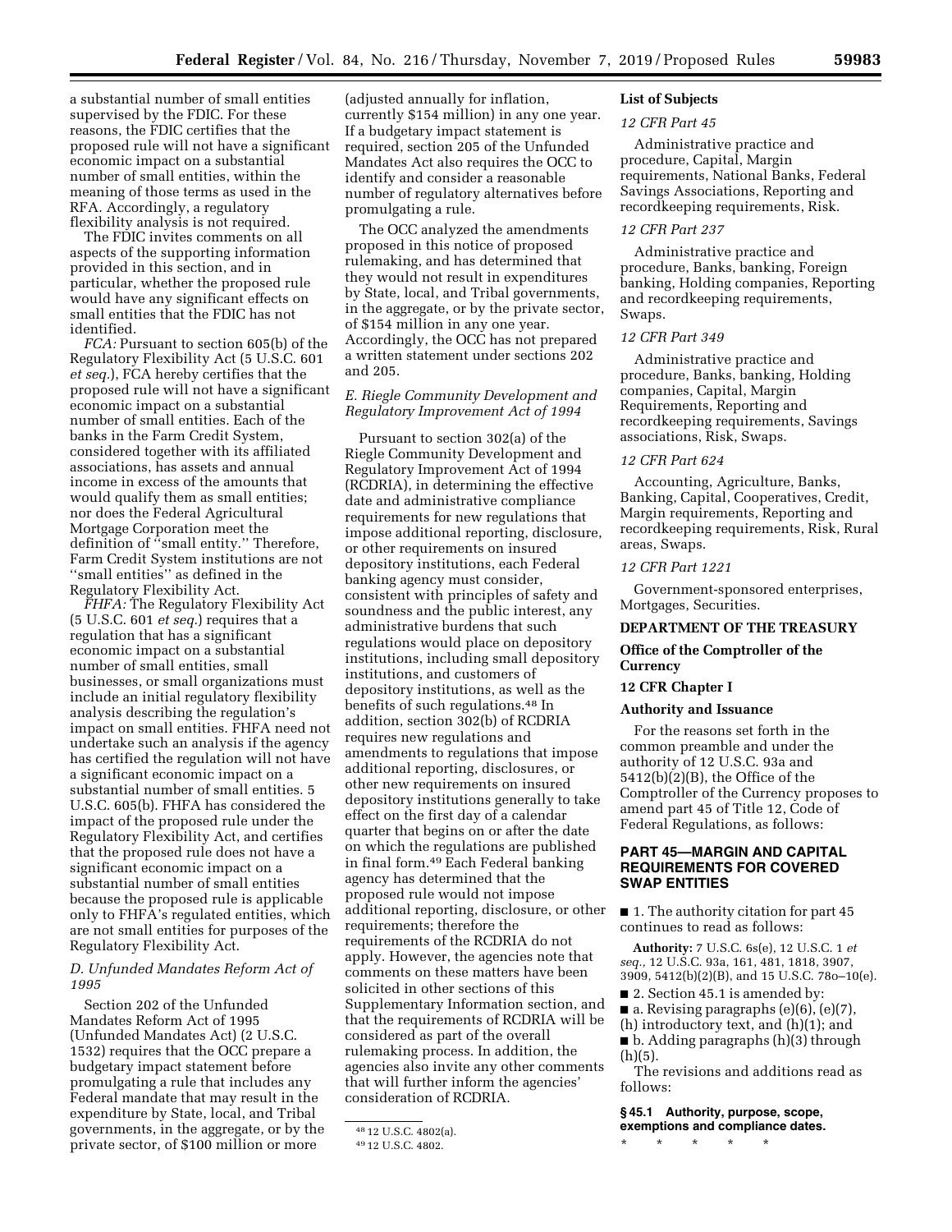a substantial number of small entities supervised by the FDIC. For these reasons, the FDIC certifies that the proposed rule will not have a significant economic impact on a substantial number of small entities, within the meaning of those terms as used in the RFA. Accordingly, a regulatory flexibility analysis is not required.

The FDIC invites comments on all aspects of the supporting information provided in this section, and in particular, whether the proposed rule would have any significant effects on small entities that the FDIC has not identified.

*FCA:* Pursuant to section 605(b) of the Regulatory Flexibility Act (5 U.S.C. 601 *et seq.*), FCA hereby certifies that the proposed rule will not have a significant economic impact on a substantial number of small entities. Each of the banks in the Farm Credit System, considered together with its affiliated associations, has assets and annual income in excess of the amounts that would qualify them as small entities; nor does the Federal Agricultural Mortgage Corporation meet the definition of ''small entity.'' Therefore, Farm Credit System institutions are not ''small entities'' as defined in the Regulatory Flexibility Act.

*FHFA:* The Regulatory Flexibility Act (5 U.S.C. 601 *et seq.*) requires that a regulation that has a significant economic impact on a substantial number of small entities, small businesses, or small organizations must include an initial regulatory flexibility analysis describing the regulation's impact on small entities. FHFA need not undertake such an analysis if the agency has certified the regulation will not have a significant economic impact on a substantial number of small entities. 5 U.S.C. 605(b). FHFA has considered the impact of the proposed rule under the Regulatory Flexibility Act, and certifies that the proposed rule does not have a significant economic impact on a substantial number of small entities because the proposed rule is applicable only to FHFA's regulated entities, which are not small entities for purposes of the Regulatory Flexibility Act.

### *D. Unfunded Mandates Reform Act of 1995*

Section 202 of the Unfunded Mandates Reform Act of 1995 (Unfunded Mandates Act) (2 U.S.C. 1532) requires that the OCC prepare a budgetary impact statement before promulgating a rule that includes any Federal mandate that may result in the expenditure by State, local, and Tribal governments, in the aggregate, or by the private sector, of $100 million or more (adjusted annually for inflation, currently $154 million) in any one year. If a budgetary impact statement is required, section 205 of the Unfunded Mandates Act also requires the OCC to identify and consider a reasonable number of regulatory alternatives before promulgating a rule.

The OCC analyzed the amendments proposed in this notice of proposed rulemaking, and has determined that they would not result in expenditures by State, local, and Tribal governments, in the aggregate, or by the private sector, of $154 million in any one year. Accordingly, the OCC has not prepared a written statement under sections 202 and 205.

### *E. Riegle Community Development and Regulatory Improvement Act of 1994*

Pursuant to section 302(a) of the Riegle Community Development and Regulatory Improvement Act of 1994 (RCDRIA), in determining the effective date and administrative compliance requirements for new regulations that impose additional reporting, disclosure, or other requirements on insured depository institutions, each Federal banking agency must consider, consistent with principles of safety and soundness and the public interest, any administrative burdens that such regulations would place on depository institutions, including small depository institutions, and customers of depository institutions, as well as the benefits of such regulations.[48] In addition, section 302(b) of RCDRIA requires new regulations and amendments to regulations that impose additional reporting, disclosures, or other new requirements on insured depository institutions generally to take effect on the first day of a calendar quarter that begins on or after the date on which the regulations are published in final form.[49] Each Federal banking agency has determined that the proposed rule would not impose additional reporting, disclosure, or other requirements; therefore the requirements of the RCDRIA do not apply. However, the agencies note that comments on these matters have been solicited in other sections of this Supplementary Information section, and that the requirements of RCDRIA will be considered as part of the overall rulemaking process. In addition, the agencies also invite any other comments that will further inform the agencies' consideration of RCDRIA.

[48] 12 U.S.C. 4802(a).

[49] 12 U.S.C. 4802.

## List of Subjects

### *12 CFR Part 45*

Administrative practice and procedure, Capital, Margin requirements, National Banks, Federal Savings Associations, Reporting and recordkeeping requirements, Risk.

### *12 CFR Part 237*

Administrative practice and procedure, Banks, banking, Foreign banking, Holding companies, Reporting and recordkeeping requirements, Swaps.

### *12 CFR Part 349*

Administrative practice and procedure, Banks, banking, Holding companies, Capital, Margin Requirements, Reporting and recordkeeping requirements, Savings associations, Risk, Swaps.

### *12 CFR Part 624*

Accounting, Agriculture, Banks, Banking, Capital, Cooperatives, Credit, Margin requirements, Reporting and recordkeeping requirements, Risk, Rural areas, Swaps.

### *12 CFR Part 1221*

Government-sponsored enterprises, Mortgages, Securities.

## DEPARTMENT OF THE TREASURY

## Office of the Comptroller of the Currency

## 12 CFR Chapter I

## Authority and Issuance

For the reasons set forth in the common preamble and under the authority of 12 U.S.C. 93a and 5412(b)(2)(B), the Office of the Comptroller of the Currency proposes to amend part 45 of Title 12, Code of Federal Regulations, as follows:

## PART 45—MARGIN AND CAPITAL REQUIREMENTS FOR COVERED SWAP ENTITIES

■ 1. The authority citation for part 45 continues to read as follows:

**Authority:** 7 U.S.C. 6s(e), 12 U.S.C. 1 *et seq.,* 12 U.S.C. 93a, 161, 481, 1818, 3907, 3909, 5412(b)(2)(B), and 15 U.S.C. 78o–10(e).

■ 2. Section 45.1 is amended by:

■ a. Revising paragraphs (e)(6), (e)(7), (h) introductory text, and (h)(1); and

■ b. Adding paragraphs (h)(3) through (h)(5).

The revisions and additions read as follows:

**§ 45.1 Authority, purpose, scope, exemptions and compliance dates.**

\* \* \* \* \*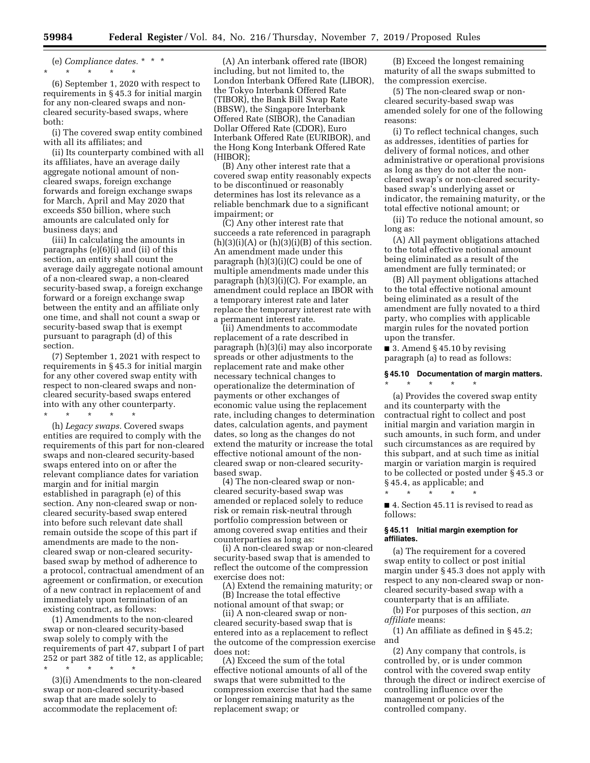(e) *Compliance dates.* * * *

\* \* \* \* \*

(6) September 1, 2020 with respect to requirements in § 45.3 for initial margin for any non-cleared swaps and non-cleared security-based swaps, where both:

(i) The covered swap entity combined with all its affiliates; and

(ii) Its counterparty combined with all its affiliates, have an average daily aggregate notional amount of non-cleared swaps, foreign exchange forwards and foreign exchange swaps for March, April and May 2020 that exceeds $50 billion, where such amounts are calculated only for business days; and

(iii) In calculating the amounts in paragraphs (e)(6)(i) and (ii) of this section, an entity shall count the average daily aggregate notional amount of a non-cleared swap, a non-cleared security-based swap, a foreign exchange forward or a foreign exchange swap between the entity and an affiliate only one time, and shall not count a swap or security-based swap that is exempt pursuant to paragraph (d) of this section.

(7) September 1, 2021 with respect to requirements in § 45.3 for initial margin for any other covered swap entity with respect to non-cleared swaps and non-cleared security-based swaps entered into with any other counterparty.

\* \* \* \* \*

(h) *Legacy swaps.* Covered swaps entities are required to comply with the requirements of this part for non-cleared swaps and non-cleared security-based swaps entered into on or after the relevant compliance dates for variation margin and for initial margin established in paragraph (e) of this section. Any non-cleared swap or non-cleared security-based swap entered into before such relevant date shall remain outside the scope of this part if amendments are made to the non-cleared swap or non-cleared security-based swap by method of adherence to a protocol, contractual amendment of an agreement or confirmation, or execution of a new contract in replacement of and immediately upon termination of an existing contract, as follows:

(1) Amendments to the non-cleared swap or non-cleared security-based swap solely to comply with the requirements of part 47, subpart I of part 252 or part 382 of title 12, as applicable;

\* \* \* \* \*

(3)(i) Amendments to the non-cleared swap or non-cleared security-based swap that are made solely to accommodate the replacement of:

(A) An interbank offered rate (IBOR) including, but not limited to, the London Interbank Offered Rate (LIBOR), the Tokyo Interbank Offered Rate (TIBOR), the Bank Bill Swap Rate (BBSW), the Singapore Interbank Offered Rate (SIBOR), the Canadian Dollar Offered Rate (CDOR), Euro Interbank Offered Rate (EURIBOR), and the Hong Kong Interbank Offered Rate (HIBOR);

(B) Any other interest rate that a covered swap entity reasonably expects to be discontinued or reasonably determines has lost its relevance as a reliable benchmark due to a significant impairment; or

(C) Any other interest rate that succeeds a rate referenced in paragraph (h)(3)(i)(A) or (h)(3)(i)(B) of this section. An amendment made under this paragraph (h)(3)(i)(C) could be one of multiple amendments made under this paragraph (h)(3)(i)(C). For example, an amendment could replace an IBOR with a temporary interest rate and later replace the temporary interest rate with a permanent interest rate.

(ii) Amendments to accommodate replacement of a rate described in paragraph (h)(3)(i) may also incorporate spreads or other adjustments to the replacement rate and make other necessary technical changes to operationalize the determination of payments or other exchanges of economic value using the replacement rate, including changes to determination dates, calculation agents, and payment dates, so long as the changes do not extend the maturity or increase the total effective notional amount of the non-cleared swap or non-cleared security-based swap.

(4) The non-cleared swap or non-cleared security-based swap was amended or replaced solely to reduce risk or remain risk-neutral through portfolio compression between or among covered swap entities and their counterparties as long as:

(i) A non-cleared swap or non-cleared security-based swap that is amended to reflect the outcome of the compression exercise does not:

(A) Extend the remaining maturity; or

(B) Increase the total effective notional amount of that swap; or

(ii) A non-cleared swap or non-cleared security-based swap that is entered into as a replacement to reflect the outcome of the compression exercise does not:

(A) Exceed the sum of the total effective notional amounts of all of the swaps that were submitted to the compression exercise that had the same or longer remaining maturity as the replacement swap; or

(B) Exceed the longest remaining maturity of all the swaps submitted to the compression exercise.

(5) The non-cleared swap or non-cleared security-based swap was amended solely for one of the following reasons:

(i) To reflect technical changes, such as addresses, identities of parties for delivery of formal notices, and other administrative or operational provisions as long as they do not alter the non-cleared swap's or non-cleared security-based swap's underlying asset or indicator, the remaining maturity, or the total effective notional amount; or

(ii) To reduce the notional amount, so long as:

(A) All payment obligations attached to the total effective notional amount being eliminated as a result of the amendment are fully terminated; or

(B) All payment obligations attached to the total effective notional amount being eliminated as a result of the amendment are fully novated to a third party, who complies with applicable margin rules for the novated portion upon the transfer.

■ 3. Amend § 45.10 by revising paragraph (a) to read as follows:

**§ 45.10 Documentation of margin matters.**

\* \* \* \* \*

(a) Provides the covered swap entity and its counterparty with the contractual right to collect and post initial margin and variation margin in such amounts, in such form, and under such circumstances as are required by this subpart, and at such time as initial margin or variation margin is required to be collected or posted under § 45.3 or § 45.4, as applicable; and

\* \* \* \* \*

■ 4. Section 45.11 is revised to read as follows:

**§ 45.11 Initial margin exemption for affiliates.**

(a) The requirement for a covered swap entity to collect or post initial margin under § 45.3 does not apply with respect to any non-cleared swap or non-cleared security-based swap with a counterparty that is an affiliate.

(b) For purposes of this section, *an affiliate* means:

(1) An affiliate as defined in § 45.2; and

(2) Any company that controls, is controlled by, or is under common control with the covered swap entity through the direct or indirect exercise of controlling influence over the management or policies of the controlled company.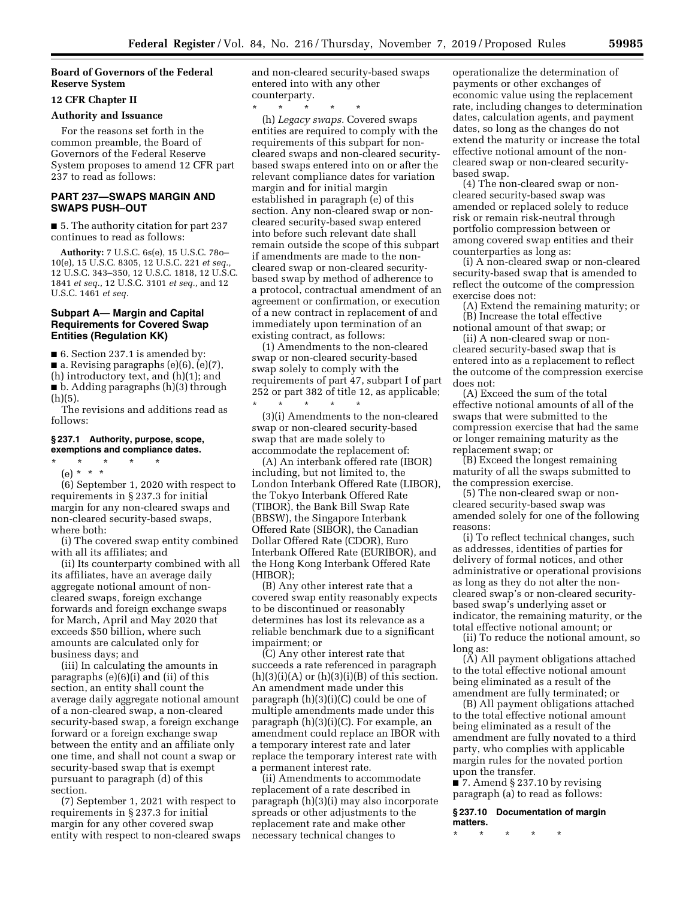**Board of Governors of the Federal Reserve System**

**12 CFR Chapter II**

**Authority and Issuance**

For the reasons set forth in the common preamble, the Board of Governors of the Federal Reserve System proposes to amend 12 CFR part 237 to read as follows:

## PART 237—SWAPS MARGIN AND SWAPS PUSH–OUT

■ 5. The authority citation for part 237 continues to read as follows:

**Authority:** 7 U.S.C. 6s(e), 15 U.S.C. 78o–10(e), 15 U.S.C. 8305, 12 U.S.C. 221 *et seq.,* 12 U.S.C. 343–350, 12 U.S.C. 1818, 12 U.S.C. 1841 *et seq.,* 12 U.S.C. 3101 *et seq.,* and 12 U.S.C. 1461 *et seq.*

### Subpart A— Margin and Capital Requirements for Covered Swap Entities (Regulation KK)

■ 6. Section 237.1 is amended by:

■ a. Revising paragraphs (e)(6), (e)(7), (h) introductory text, and (h)(1); and

■ b. Adding paragraphs (h)(3) through (h)(5).

The revisions and additions read as follows:

#### § 237.1 Authority, purpose, scope, exemptions and compliance dates.

\* \* \* \* \*

(e) \* \* \*

(6) September 1, 2020 with respect to requirements in § 237.3 for initial margin for any non-cleared swaps and non-cleared security-based swaps, where both:

(i) The covered swap entity combined with all its affiliates; and

(ii) Its counterparty combined with all its affiliates, have an average daily aggregate notional amount of non-cleared swaps, foreign exchange forwards and foreign exchange swaps for March, April and May 2020 that exceeds $50 billion, where such amounts are calculated only for business days; and

(iii) In calculating the amounts in paragraphs (e)(6)(i) and (ii) of this section, an entity shall count the average daily aggregate notional amount of a non-cleared swap, a non-cleared security-based swap, a foreign exchange forward or a foreign exchange swap between the entity and an affiliate only one time, and shall not count a swap or security-based swap that is exempt pursuant to paragraph (d) of this section.

(7) September 1, 2021 with respect to requirements in § 237.3 for initial margin for any other covered swap entity with respect to non-cleared swaps and non-cleared security-based swaps entered into with any other counterparty.

\* \* \* \* \*

(h) *Legacy swaps.* Covered swaps entities are required to comply with the requirements of this subpart for non-cleared swaps and non-cleared security-based swaps entered into on or after the relevant compliance dates for variation margin and for initial margin established in paragraph (e) of this section. Any non-cleared swap or non-cleared security-based swap entered into before such relevant date shall remain outside the scope of this subpart if amendments are made to the non-cleared swap or non-cleared security-based swap by method of adherence to a protocol, contractual amendment of an agreement or confirmation, or execution of a new contract in replacement of and immediately upon termination of an existing contract, as follows:

(1) Amendments to the non-cleared swap or non-cleared security-based swap solely to comply with the requirements of part 47, subpart I of part 252 or part 382 of title 12, as applicable;

\* \* \* \* \*

(3)(i) Amendments to the non-cleared swap or non-cleared security-based swap that are made solely to accommodate the replacement of:

(A) An interbank offered rate (IBOR) including, but not limited to, the London Interbank Offered Rate (LIBOR), the Tokyo Interbank Offered Rate (TIBOR), the Bank Bill Swap Rate (BBSW), the Singapore Interbank Offered Rate (SIBOR), the Canadian Dollar Offered Rate (CDOR), Euro Interbank Offered Rate (EURIBOR), and the Hong Kong Interbank Offered Rate (HIBOR);

(B) Any other interest rate that a covered swap entity reasonably expects to be discontinued or reasonably determines has lost its relevance as a reliable benchmark due to a significant impairment; or

(C) Any other interest rate that succeeds a rate referenced in paragraph (h)(3)(i)(A) or (h)(3)(i)(B) of this section. An amendment made under this paragraph (h)(3)(i)(C) could be one of multiple amendments made under this paragraph (h)(3)(i)(C). For example, an amendment could replace an IBOR with a temporary interest rate and later replace the temporary interest rate with a permanent interest rate.

(ii) Amendments to accommodate replacement of a rate described in paragraph (h)(3)(i) may also incorporate spreads or other adjustments to the replacement rate and make other necessary technical changes to operationalize the determination of payments or other exchanges of economic value using the replacement rate, including changes to determination dates, calculation agents, and payment dates, so long as the changes do not extend the maturity or increase the total effective notional amount of the non-cleared swap or non-cleared security-based swap.

(4) The non-cleared swap or non-cleared security-based swap was amended or replaced solely to reduce risk or remain risk-neutral through portfolio compression between or among covered swap entities and their counterparties as long as:

(i) A non-cleared swap or non-cleared security-based swap that is amended to reflect the outcome of the compression exercise does not:

(A) Extend the remaining maturity; or

(B) Increase the total effective notional amount of that swap; or

(ii) A non-cleared swap or non-cleared security-based swap that is entered into as a replacement to reflect the outcome of the compression exercise does not:

(A) Exceed the sum of the total effective notional amounts of all of the swaps that were submitted to the compression exercise that had the same or longer remaining maturity as the replacement swap; or

(B) Exceed the longest remaining maturity of all the swaps submitted to the compression exercise.

(5) The non-cleared swap or non-cleared security-based swap was amended solely for one of the following reasons:

(i) To reflect technical changes, such as addresses, identities of parties for delivery of formal notices, and other administrative or operational provisions as long as they do not alter the non-cleared swap's or non-cleared security-based swap's underlying asset or indicator, the remaining maturity, or the total effective notional amount; or

(ii) To reduce the notional amount, so long as:

(A) All payment obligations attached to the total effective notional amount being eliminated as a result of the amendment are fully terminated; or

(B) All payment obligations attached to the total effective notional amount being eliminated as a result of the amendment are fully novated to a third party, who complies with applicable margin rules for the novated portion upon the transfer.

■ 7. Amend § 237.10 by revising paragraph (a) to read as follows:

#### § 237.10 Documentation of margin matters.

\* \* \* \* \*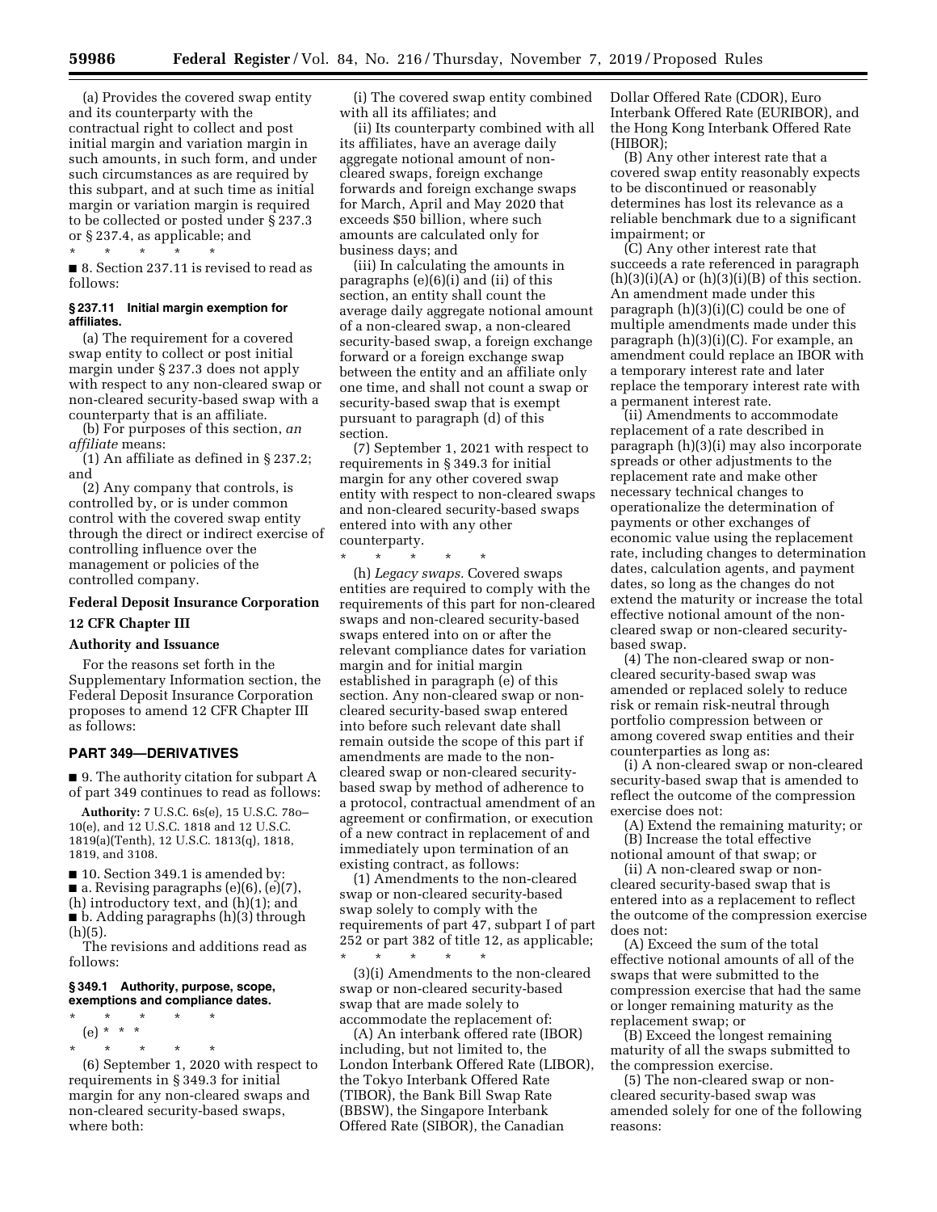(a) Provides the covered swap entity and its counterparty with the contractual right to collect and post initial margin and variation margin in such amounts, in such form, and under such circumstances as are required by this subpart, and at such time as initial margin or variation margin is required to be collected or posted under § 237.3 or § 237.4, as applicable; and

\* \* \* \* \*

■ 8. Section 237.11 is revised to read as follows:

**§ 237.11 Initial margin exemption for affiliates.**

(a) The requirement for a covered swap entity to collect or post initial margin under § 237.3 does not apply with respect to any non-cleared swap or non-cleared security-based swap with a counterparty that is an affiliate.

(b) For purposes of this section, *an affiliate* means:

(1) An affiliate as defined in § 237.2; and

(2) Any company that controls, is controlled by, or is under common control with the covered swap entity through the direct or indirect exercise of controlling influence over the management or policies of the controlled company.

## Federal Deposit Insurance Corporation

## 12 CFR Chapter III

## Authority and Issuance

For the reasons set forth in the Supplementary Information section, the Federal Deposit Insurance Corporation proposes to amend 12 CFR Chapter III as follows:

## PART 349—DERIVATIVES

■ 9. The authority citation for subpart A of part 349 continues to read as follows:

**Authority:** 7 U.S.C. 6s(e), 15 U.S.C. 78o–10(e), and 12 U.S.C. 1818 and 12 U.S.C. 1819(a)(Tenth), 12 U.S.C. 1813(q), 1818, 1819, and 3108.

■ 10. Section 349.1 is amended by:
■ a. Revising paragraphs (e)(6), (e)(7), (h) introductory text, and (h)(1); and
■ b. Adding paragraphs (h)(3) through (h)(5).

The revisions and additions read as follows:

**§ 349.1 Authority, purpose, scope, exemptions and compliance dates.**

\* \* \* \* \*

(e) \* \* \*

\* \* \* \* \*

(6) September 1, 2020 with respect to requirements in § 349.3 for initial margin for any non-cleared swaps and non-cleared security-based swaps, where both:

(i) The covered swap entity combined with all its affiliates; and

(ii) Its counterparty combined with all its affiliates, have an average daily aggregate notional amount of non-cleared swaps, foreign exchange forwards and foreign exchange swaps for March, April and May 2020 that exceeds $50 billion, where such amounts are calculated only for business days; and

(iii) In calculating the amounts in paragraphs (e)(6)(i) and (ii) of this section, an entity shall count the average daily aggregate notional amount of a non-cleared swap, a non-cleared security-based swap, a foreign exchange forward or a foreign exchange swap between the entity and an affiliate only one time, and shall not count a swap or security-based swap that is exempt pursuant to paragraph (d) of this section.

(7) September 1, 2021 with respect to requirements in § 349.3 for initial margin for any other covered swap entity with respect to non-cleared swaps and non-cleared security-based swaps entered into with any other counterparty.

\* \* \* \* \*

(h) *Legacy swaps.* Covered swaps entities are required to comply with the requirements of this part for non-cleared swaps and non-cleared security-based swaps entered into on or after the relevant compliance dates for variation margin and for initial margin established in paragraph (e) of this section. Any non-cleared swap or non-cleared security-based swap entered into before such relevant date shall remain outside the scope of this part if amendments are made to the non-cleared swap or non-cleared security-based swap by method of adherence to a protocol, contractual amendment of an agreement or confirmation, or execution of a new contract in replacement of and immediately upon termination of an existing contract, as follows:

(1) Amendments to the non-cleared swap or non-cleared security-based swap solely to comply with the requirements of part 47, subpart I of part 252 or part 382 of title 12, as applicable;

\* \* \* \* \*

(3)(i) Amendments to the non-cleared swap or non-cleared security-based swap that are made solely to accommodate the replacement of:

(A) An interbank offered rate (IBOR) including, but not limited to, the London Interbank Offered Rate (LIBOR), the Tokyo Interbank Offered Rate (TIBOR), the Bank Bill Swap Rate (BBSW), the Singapore Interbank Offered Rate (SIBOR), the Canadian Dollar Offered Rate (CDOR), Euro Interbank Offered Rate (EURIBOR), and the Hong Kong Interbank Offered Rate (HIBOR);

(B) Any other interest rate that a covered swap entity reasonably expects to be discontinued or reasonably determines has lost its relevance as a reliable benchmark due to a significant impairment; or

(C) Any other interest rate that succeeds a rate referenced in paragraph (h)(3)(i)(A) or (h)(3)(i)(B) of this section. An amendment made under this paragraph (h)(3)(i)(C) could be one of multiple amendments made under this paragraph (h)(3)(i)(C). For example, an amendment could replace an IBOR with a temporary interest rate and later replace the temporary interest rate with a permanent interest rate.

(ii) Amendments to accommodate replacement of a rate described in paragraph (h)(3)(i) may also incorporate spreads or other adjustments to the replacement rate and make other necessary technical changes to operationalize the determination of payments or other exchanges of economic value using the replacement rate, including changes to determination dates, calculation agents, and payment dates, so long as the changes do not extend the maturity or increase the total effective notional amount of the non-cleared swap or non-cleared security-based swap.

(4) The non-cleared swap or non-cleared security-based swap was amended or replaced solely to reduce risk or remain risk-neutral through portfolio compression between or among covered swap entities and their counterparties as long as:

(i) A non-cleared swap or non-cleared security-based swap that is amended to reflect the outcome of the compression exercise does not:

(A) Extend the remaining maturity; or

(B) Increase the total effective notional amount of that swap; or

(ii) A non-cleared swap or non-cleared security-based swap that is entered into as a replacement to reflect the outcome of the compression exercise does not:

(A) Exceed the sum of the total effective notional amounts of all of the swaps that were submitted to the compression exercise that had the same or longer remaining maturity as the replacement swap; or

(B) Exceed the longest remaining maturity of all the swaps submitted to the compression exercise.

(5) The non-cleared swap or non-cleared security-based swap was amended solely for one of the following reasons: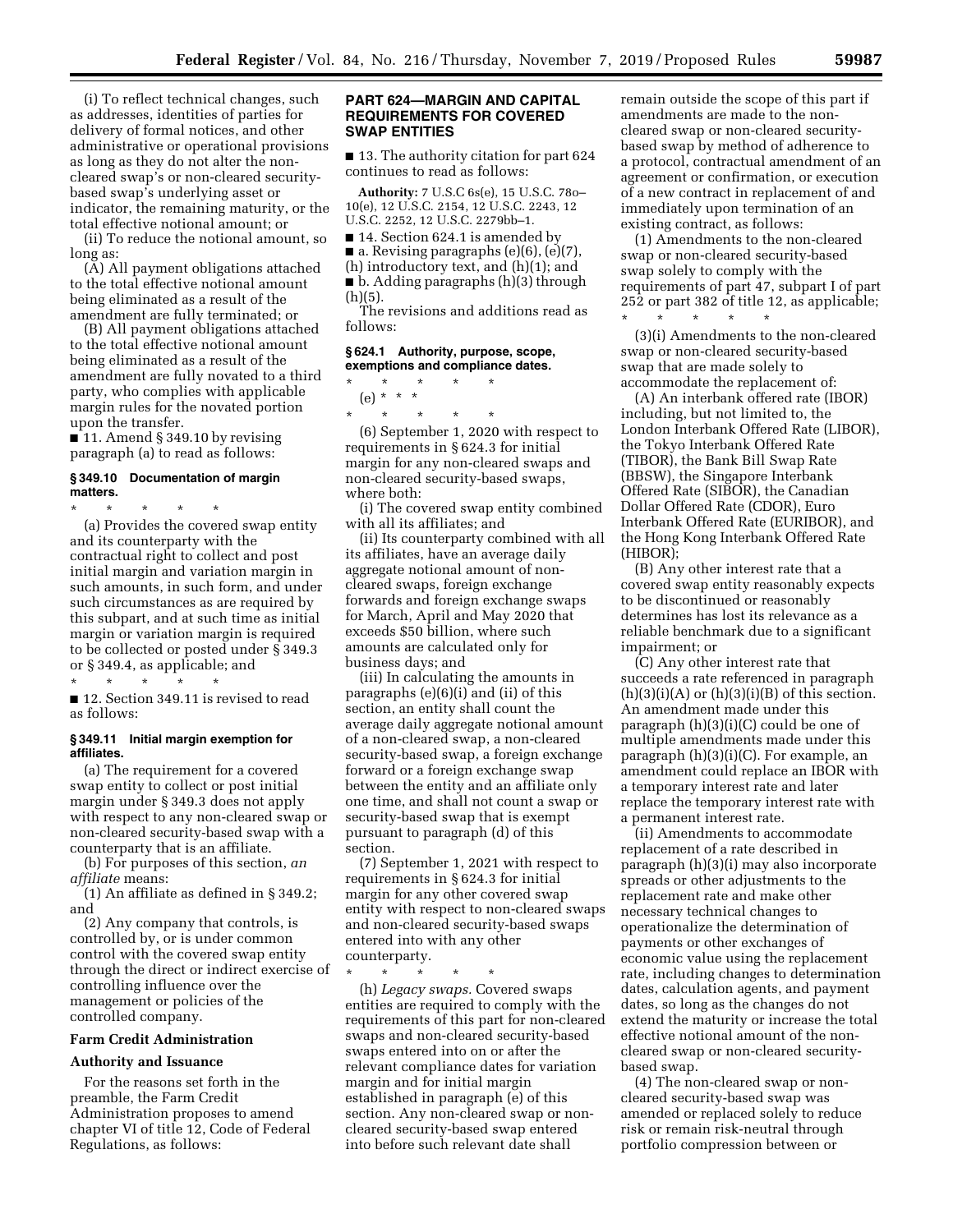(i) To reflect technical changes, such as addresses, identities of parties for delivery of formal notices, and other administrative or operational provisions as long as they do not alter the non-cleared swap's or non-cleared security-based swap's underlying asset or indicator, the remaining maturity, or the total effective notional amount; or

(ii) To reduce the notional amount, so long as:

(A) All payment obligations attached to the total effective notional amount being eliminated as a result of the amendment are fully terminated; or

(B) All payment obligations attached to the total effective notional amount being eliminated as a result of the amendment are fully novated to a third party, who complies with applicable margin rules for the novated portion upon the transfer.

■ 11. Amend § 349.10 by revising paragraph (a) to read as follows:

#### § 349.10 Documentation of margin matters.

\* \* \* \* \*

(a) Provides the covered swap entity and its counterparty with the contractual right to collect and post initial margin and variation margin in such amounts, in such form, and under such circumstances as are required by this subpart, and at such time as initial margin or variation margin is required to be collected or posted under § 349.3 or § 349.4, as applicable; and

\* \* \* \* \*

■ 12. Section 349.11 is revised to read as follows:

#### § 349.11 Initial margin exemption for affiliates.

(a) The requirement for a covered swap entity to collect or post initial margin under § 349.3 does not apply with respect to any non-cleared swap or non-cleared security-based swap with a counterparty that is an affiliate.

(b) For purposes of this section, *an affiliate* means:

(1) An affiliate as defined in § 349.2; and

(2) Any company that controls, is controlled by, or is under common control with the covered swap entity through the direct or indirect exercise of controlling influence over the management or policies of the controlled company.

## Farm Credit Administration

### Authority and Issuance

For the reasons set forth in the preamble, the Farm Credit Administration proposes to amend chapter VI of title 12, Code of Federal Regulations, as follows:

## PART 624—MARGIN AND CAPITAL REQUIREMENTS FOR COVERED SWAP ENTITIES

■ 13. The authority citation for part 624 continues to read as follows:

**Authority:** 7 U.S.C 6s(e), 15 U.S.C. 78o–10(e), 12 U.S.C. 2154, 12 U.S.C. 2243, 12 U.S.C. 2252, 12 U.S.C. 2279bb–1.

■ 14. Section 624.1 is amended by
■ a. Revising paragraphs (e)(6), (e)(7), (h) introductory text, and (h)(1); and
■ b. Adding paragraphs (h)(3) through (h)(5).

The revisions and additions read as follows:

#### § 624.1 Authority, purpose, scope, exemptions and compliance dates.

\* \* \* \* \*

(e) \* \* \*

\* \* \* \* \*

(6) September 1, 2020 with respect to requirements in § 624.3 for initial margin for any non-cleared swaps and non-cleared security-based swaps, where both:

(i) The covered swap entity combined with all its affiliates; and

(ii) Its counterparty combined with all its affiliates, have an average daily aggregate notional amount of non-cleared swaps, foreign exchange forwards and foreign exchange swaps for March, April and May 2020 that exceeds $50 billion, where such amounts are calculated only for business days; and

(iii) In calculating the amounts in paragraphs (e)(6)(i) and (ii) of this section, an entity shall count the average daily aggregate notional amount of a non-cleared swap, a non-cleared security-based swap, a foreign exchange forward or a foreign exchange swap between the entity and an affiliate only one time, and shall not count a swap or security-based swap that is exempt pursuant to paragraph (d) of this section.

(7) September 1, 2021 with respect to requirements in § 624.3 for initial margin for any other covered swap entity with respect to non-cleared swaps and non-cleared security-based swaps entered into with any other counterparty.

\* \* \* \* \*

(h) *Legacy swaps.* Covered swaps entities are required to comply with the requirements of this part for non-cleared swaps and non-cleared security-based swaps entered into on or after the relevant compliance dates for variation margin and for initial margin established in paragraph (e) of this section. Any non-cleared swap or non-cleared security-based swap entered into before such relevant date shall remain outside the scope of this part if amendments are made to the non-cleared swap or non-cleared security-based swap by method of adherence to a protocol, contractual amendment of an agreement or confirmation, or execution of a new contract in replacement of and immediately upon termination of an existing contract, as follows:

(1) Amendments to the non-cleared swap or non-cleared security-based swap solely to comply with the requirements of part 47, subpart I of part 252 or part 382 of title 12, as applicable;

\* \* \* \* \*

(3)(i) Amendments to the non-cleared swap or non-cleared security-based swap that are made solely to accommodate the replacement of:

(A) An interbank offered rate (IBOR) including, but not limited to, the London Interbank Offered Rate (LIBOR), the Tokyo Interbank Offered Rate (TIBOR), the Bank Bill Swap Rate (BBSW), the Singapore Interbank Offered Rate (SIBOR), the Canadian Dollar Offered Rate (CDOR), Euro Interbank Offered Rate (EURIBOR), and the Hong Kong Interbank Offered Rate (HIBOR);

(B) Any other interest rate that a covered swap entity reasonably expects to be discontinued or reasonably determines has lost its relevance as a reliable benchmark due to a significant impairment; or

(C) Any other interest rate that succeeds a rate referenced in paragraph (h)(3)(i)(A) or (h)(3)(i)(B) of this section. An amendment made under this paragraph (h)(3)(i)(C) could be one of multiple amendments made under this paragraph (h)(3)(i)(C). For example, an amendment could replace an IBOR with a temporary interest rate and later replace the temporary interest rate with a permanent interest rate.

(ii) Amendments to accommodate replacement of a rate described in paragraph (h)(3)(i) may also incorporate spreads or other adjustments to the replacement rate and make other necessary technical changes to operationalize the determination of payments or other exchanges of economic value using the replacement rate, including changes to determination dates, calculation agents, and payment dates, so long as the changes do not extend the maturity or increase the total effective notional amount of the non-cleared swap or non-cleared security-based swap.

(4) The non-cleared swap or non-cleared security-based swap was amended or replaced solely to reduce risk or remain risk-neutral through portfolio compression between or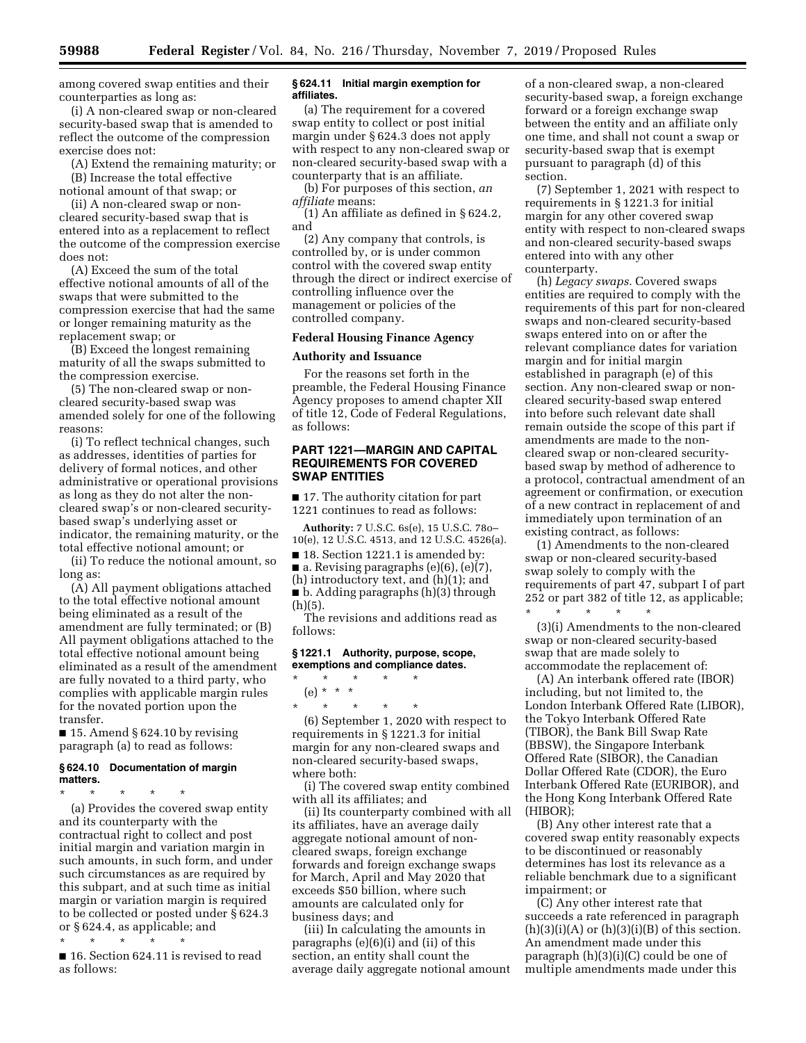among covered swap entities and their counterparties as long as:

(i) A non-cleared swap or non-cleared security-based swap that is amended to reflect the outcome of the compression exercise does not:

(A) Extend the remaining maturity; or

(B) Increase the total effective notional amount of that swap; or

(ii) A non-cleared swap or non-cleared security-based swap that is entered into as a replacement to reflect the outcome of the compression exercise does not:

(A) Exceed the sum of the total effective notional amounts of all of the swaps that were submitted to the compression exercise that had the same or longer remaining maturity as the replacement swap; or

(B) Exceed the longest remaining maturity of all the swaps submitted to the compression exercise.

(5) The non-cleared swap or non-cleared security-based swap was amended solely for one of the following reasons:

(i) To reflect technical changes, such as addresses, identities of parties for delivery of formal notices, and other administrative or operational provisions as long as they do not alter the non-cleared swap's or non-cleared security-based swap's underlying asset or indicator, the remaining maturity, or the total effective notional amount; or

(ii) To reduce the notional amount, so long as:

(A) All payment obligations attached to the total effective notional amount being eliminated as a result of the amendment are fully terminated; or (B) All payment obligations attached to the total effective notional amount being eliminated as a result of the amendment are fully novated to a third party, who complies with applicable margin rules for the novated portion upon the transfer.

■ 15. Amend § 624.10 by revising paragraph (a) to read as follows:

### § 624.10 Documentation of margin matters.

\* \* \* \* \*

(a) Provides the covered swap entity and its counterparty with the contractual right to collect and post initial margin and variation margin in such amounts, in such form, and under such circumstances as are required by this subpart, and at such time as initial margin or variation margin is required to be collected or posted under § 624.3 or § 624.4, as applicable; and

\* \* \* \* \*

■ 16. Section 624.11 is revised to read as follows:

### § 624.11 Initial margin exemption for affiliates.

(a) The requirement for a covered swap entity to collect or post initial margin under § 624.3 does not apply with respect to any non-cleared swap or non-cleared security-based swap with a counterparty that is an affiliate.

(b) For purposes of this section, *an affiliate* means:

(1) An affiliate as defined in § 624.2, and

(2) Any company that controls, is controlled by, or is under common control with the covered swap entity through the direct or indirect exercise of controlling influence over the management or policies of the controlled company.

## Federal Housing Finance Agency

### Authority and Issuance

For the reasons set forth in the preamble, the Federal Housing Finance Agency proposes to amend chapter XII of title 12, Code of Federal Regulations, as follows:

## PART 1221—MARGIN AND CAPITAL REQUIREMENTS FOR COVERED SWAP ENTITIES

■ 17. The authority citation for part 1221 continues to read as follows:

**Authority:** 7 U.S.C. 6s(e), 15 U.S.C. 78o–10(e), 12 U.S.C. 4513, and 12 U.S.C. 4526(a).

■ 18. Section 1221.1 is amended by:

■ a. Revising paragraphs (e)(6), (e)(7), (h) introductory text, and (h)(1); and

■ b. Adding paragraphs (h)(3) through (h)(5).

The revisions and additions read as follows:

### § 1221.1 Authority, purpose, scope, exemptions and compliance dates.

\* \* \* \* \*

(e) \* \* \*

\* \* \* \* \*

(6) September 1, 2020 with respect to requirements in § 1221.3 for initial margin for any non-cleared swaps and non-cleared security-based swaps, where both:

(i) The covered swap entity combined with all its affiliates; and

(ii) Its counterparty combined with all its affiliates, have an average daily aggregate notional amount of non-cleared swaps, foreign exchange forwards and foreign exchange swaps for March, April and May 2020 that exceeds $50 billion, where such amounts are calculated only for business days; and

(iii) In calculating the amounts in paragraphs (e)(6)(i) and (ii) of this section, an entity shall count the average daily aggregate notional amount of a non-cleared swap, a non-cleared security-based swap, a foreign exchange forward or a foreign exchange swap between the entity and an affiliate only one time, and shall not count a swap or security-based swap that is exempt pursuant to paragraph (d) of this section.

(7) September 1, 2021 with respect to requirements in § 1221.3 for initial margin for any other covered swap entity with respect to non-cleared swaps and non-cleared security-based swaps entered into with any other counterparty.

(h) *Legacy swaps.* Covered swaps entities are required to comply with the requirements of this part for non-cleared swaps and non-cleared security-based swaps entered into on or after the relevant compliance dates for variation margin and for initial margin established in paragraph (e) of this section. Any non-cleared swap or non-cleared security-based swap entered into before such relevant date shall remain outside the scope of this part if amendments are made to the non-cleared swap or non-cleared security-based swap by method of adherence to a protocol, contractual amendment of an agreement or confirmation, or execution of a new contract in replacement of and immediately upon termination of an existing contract, as follows:

(1) Amendments to the non-cleared swap or non-cleared security-based swap solely to comply with the requirements of part 47, subpart I of part 252 or part 382 of title 12, as applicable;

\* \* \* \* \*

(3)(i) Amendments to the non-cleared swap or non-cleared security-based swap that are made solely to accommodate the replacement of:

(A) An interbank offered rate (IBOR) including, but not limited to, the London Interbank Offered Rate (LIBOR), the Tokyo Interbank Offered Rate (TIBOR), the Bank Bill Swap Rate (BBSW), the Singapore Interbank Offered Rate (SIBOR), the Canadian Dollar Offered Rate (CDOR), the Euro Interbank Offered Rate (EURIBOR), and the Hong Kong Interbank Offered Rate (HIBOR);

(B) Any other interest rate that a covered swap entity reasonably expects to be discontinued or reasonably determines has lost its relevance as a reliable benchmark due to a significant impairment; or

(C) Any other interest rate that succeeds a rate referenced in paragraph (h)(3)(i)(A) or (h)(3)(i)(B) of this section. An amendment made under this paragraph (h)(3)(i)(C) could be one of multiple amendments made under this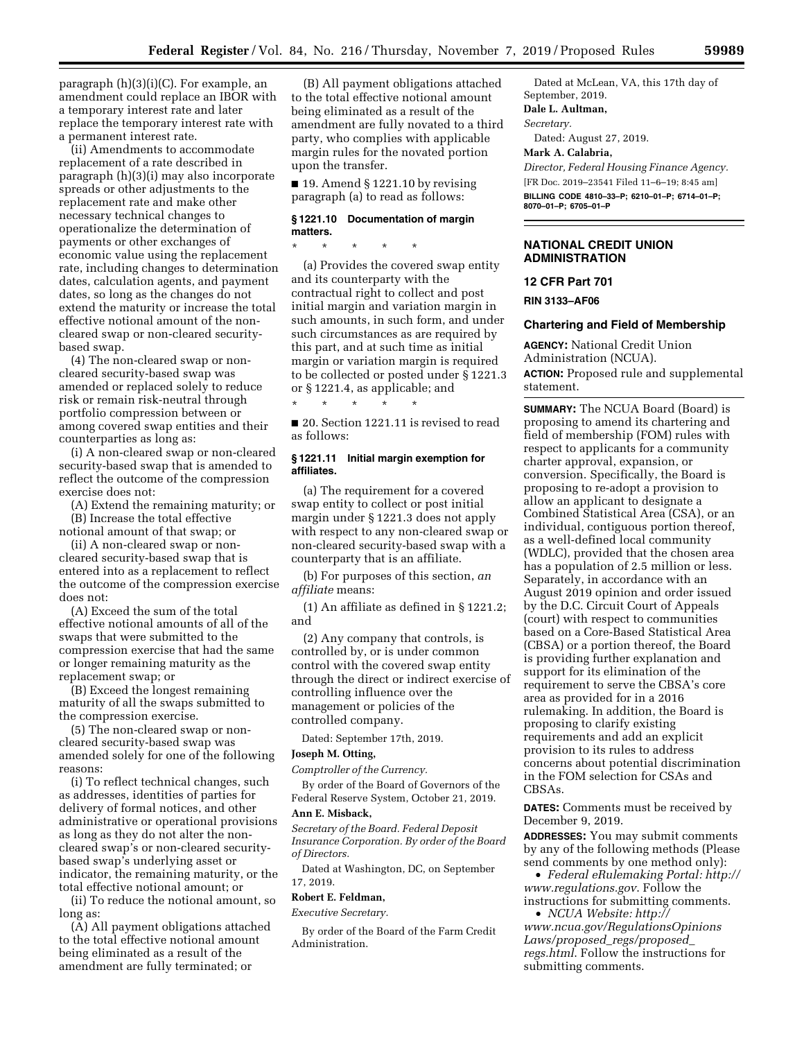paragraph (h)(3)(i)(C). For example, an amendment could replace an IBOR with a temporary interest rate and later replace the temporary interest rate with a permanent interest rate.

(ii) Amendments to accommodate replacement of a rate described in paragraph (h)(3)(i) may also incorporate spreads or other adjustments to the replacement rate and make other necessary technical changes to operationalize the determination of payments or other exchanges of economic value using the replacement rate, including changes to determination dates, calculation agents, and payment dates, so long as the changes do not extend the maturity or increase the total effective notional amount of the non-cleared swap or non-cleared security-based swap.

(4) The non-cleared swap or non-cleared security-based swap was amended or replaced solely to reduce risk or remain risk-neutral through portfolio compression between or among covered swap entities and their counterparties as long as:

(i) A non-cleared swap or non-cleared security-based swap that is amended to reflect the outcome of the compression exercise does not:

(A) Extend the remaining maturity; or

(B) Increase the total effective notional amount of that swap; or

(ii) A non-cleared swap or non-cleared security-based swap that is entered into as a replacement to reflect the outcome of the compression exercise does not:

(A) Exceed the sum of the total effective notional amounts of all of the swaps that were submitted to the compression exercise that had the same or longer remaining maturity as the replacement swap; or

(B) Exceed the longest remaining maturity of all the swaps submitted to the compression exercise.

(5) The non-cleared swap or non-cleared security-based swap was amended solely for one of the following reasons:

(i) To reflect technical changes, such as addresses, identities of parties for delivery of formal notices, and other administrative or operational provisions as long as they do not alter the non-cleared swap's or non-cleared security-based swap's underlying asset or indicator, the remaining maturity, or the total effective notional amount; or

(ii) To reduce the notional amount, so long as:

(A) All payment obligations attached to the total effective notional amount being eliminated as a result of the amendment are fully terminated; or

(B) All payment obligations attached to the total effective notional amount being eliminated as a result of the amendment are fully novated to a third party, who complies with applicable margin rules for the novated portion upon the transfer.

■ 19. Amend § 1221.10 by revising paragraph (a) to read as follows:

**§ 1221.10 Documentation of margin matters.**

\* \* \* \* \*

(a) Provides the covered swap entity and its counterparty with the contractual right to collect and post initial margin and variation margin in such amounts, in such form, and under such circumstances as are required by this part, and at such time as initial margin or variation margin is required to be collected or posted under § 1221.3 or § 1221.4, as applicable; and

\* \* \* \* \*

■ 20. Section 1221.11 is revised to read as follows:

**§ 1221.11 Initial margin exemption for affiliates.**

(a) The requirement for a covered swap entity to collect or post initial margin under § 1221.3 does not apply with respect to any non-cleared swap or non-cleared security-based swap with a counterparty that is an affiliate.

(b) For purposes of this section, *an affiliate* means:

(1) An affiliate as defined in § 1221.2; and

(2) Any company that controls, is controlled by, or is under common control with the covered swap entity through the direct or indirect exercise of controlling influence over the management or policies of the controlled company.

Dated: September 17th, 2019.

**Joseph M. Otting,**

*Comptroller of the Currency.*

By order of the Board of Governors of the Federal Reserve System, October 21, 2019.

**Ann E. Misback,**

*Secretary of the Board. Federal Deposit Insurance Corporation. By order of the Board of Directors.*

Dated at Washington, DC, on September 17, 2019.

**Robert E. Feldman,**

*Executive Secretary.*

By order of the Board of the Farm Credit Administration.

Dated at McLean, VA, this 17th day of September, 2019.

**Dale L. Aultman,**

*Secretary.*

Dated: August 27, 2019.

**Mark A. Calabria,**

*Director, Federal Housing Finance Agency.*

[FR Doc. 2019–23541 Filed 11–6–19; 8:45 am]

**BILLING CODE 4810–33–P; 6210–01–P; 6714–01–P; 8070–01–P; 6705–01–P**

## NATIONAL CREDIT UNION ADMINISTRATION

### 12 CFR Part 701

**RIN 3133–AF06**

### Chartering and Field of Membership

**AGENCY:** National Credit Union Administration (NCUA).

**ACTION:** Proposed rule and supplemental statement.

**SUMMARY:** The NCUA Board (Board) is proposing to amend its chartering and field of membership (FOM) rules with respect to applicants for a community charter approval, expansion, or conversion. Specifically, the Board is proposing to re-adopt a provision to allow an applicant to designate a Combined Statistical Area (CSA), or an individual, contiguous portion thereof, as a well-defined local community (WDLC), provided that the chosen area has a population of 2.5 million or less. Separately, in accordance with an August 2019 opinion and order issued by the D.C. Circuit Court of Appeals (court) with respect to communities based on a Core-Based Statistical Area (CBSA) or a portion thereof, the Board is providing further explanation and support for its elimination of the requirement to serve the CBSA's core area as provided for in a 2016 rulemaking. In addition, the Board is proposing to clarify existing requirements and add an explicit provision to its rules to address concerns about potential discrimination in the FOM selection for CSAs and CBSAs.

**DATES:** Comments must be received by December 9, 2019.

**ADDRESSES:** You may submit comments by any of the following methods (Please send comments by one method only):

- *Federal eRulemaking Portal: http://www.regulations.gov.* Follow the instructions for submitting comments.
- *NCUA Website: http://www.ncua.gov/RegulationsOpinionsLaws/proposed_regs/proposed_regs.html.* Follow the instructions for submitting comments.